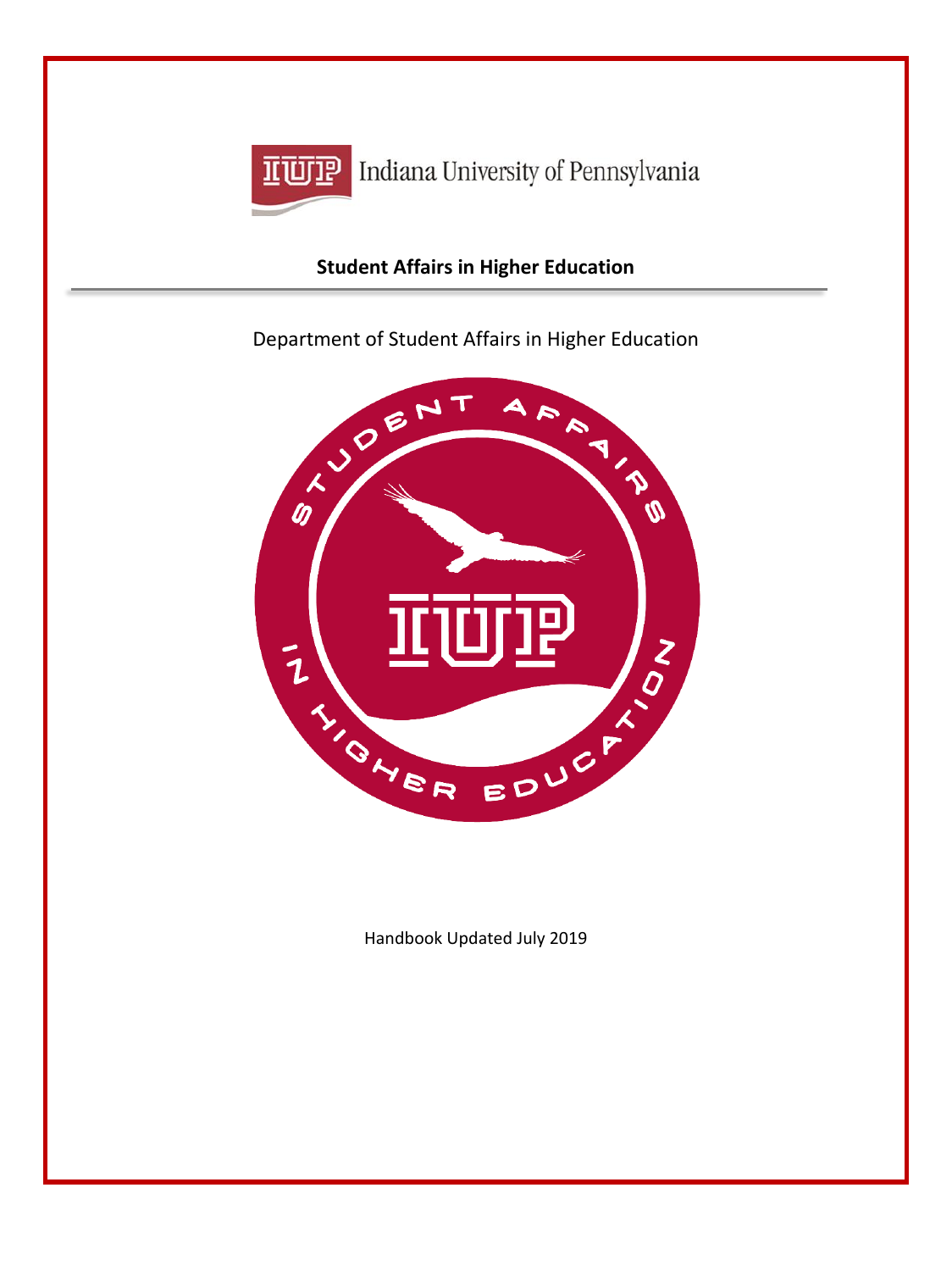Indiana University of Pennsylvania

# Student Affairs in Higher Education

Department of Student Affairs in Higher Education

Handbook Updated July 2019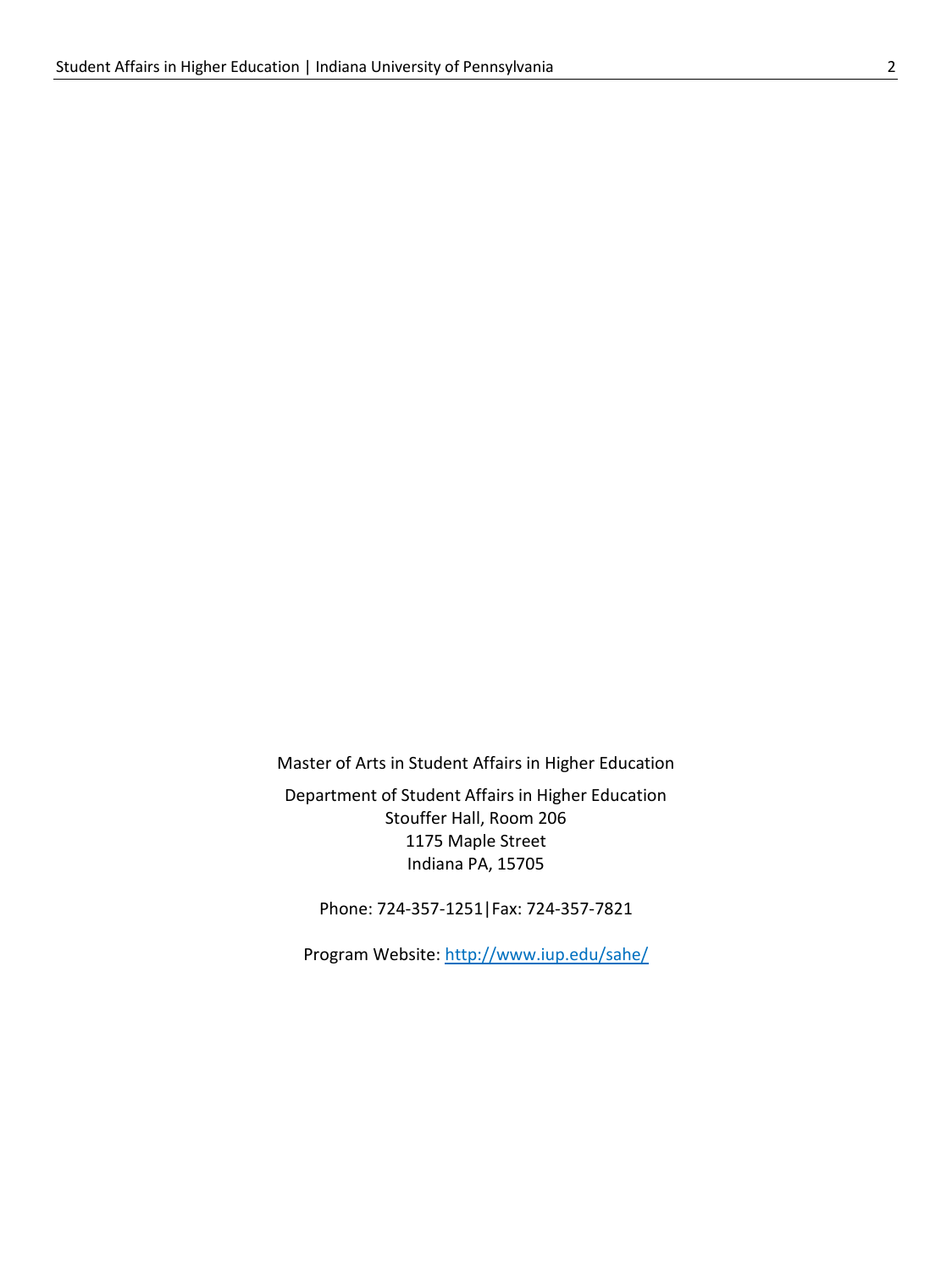Master of Arts in Student Affairs in Higher Education

Department of Student Affairs in Higher Education
Stouffer Hall, Room 206
1175 Maple Street
Indiana PA, 15705

Phone: 724-357-1251|Fax: 724-357-7821

Program Website: [http://www.iup.edu/sahe/](http://www.iup.edu/sahe/)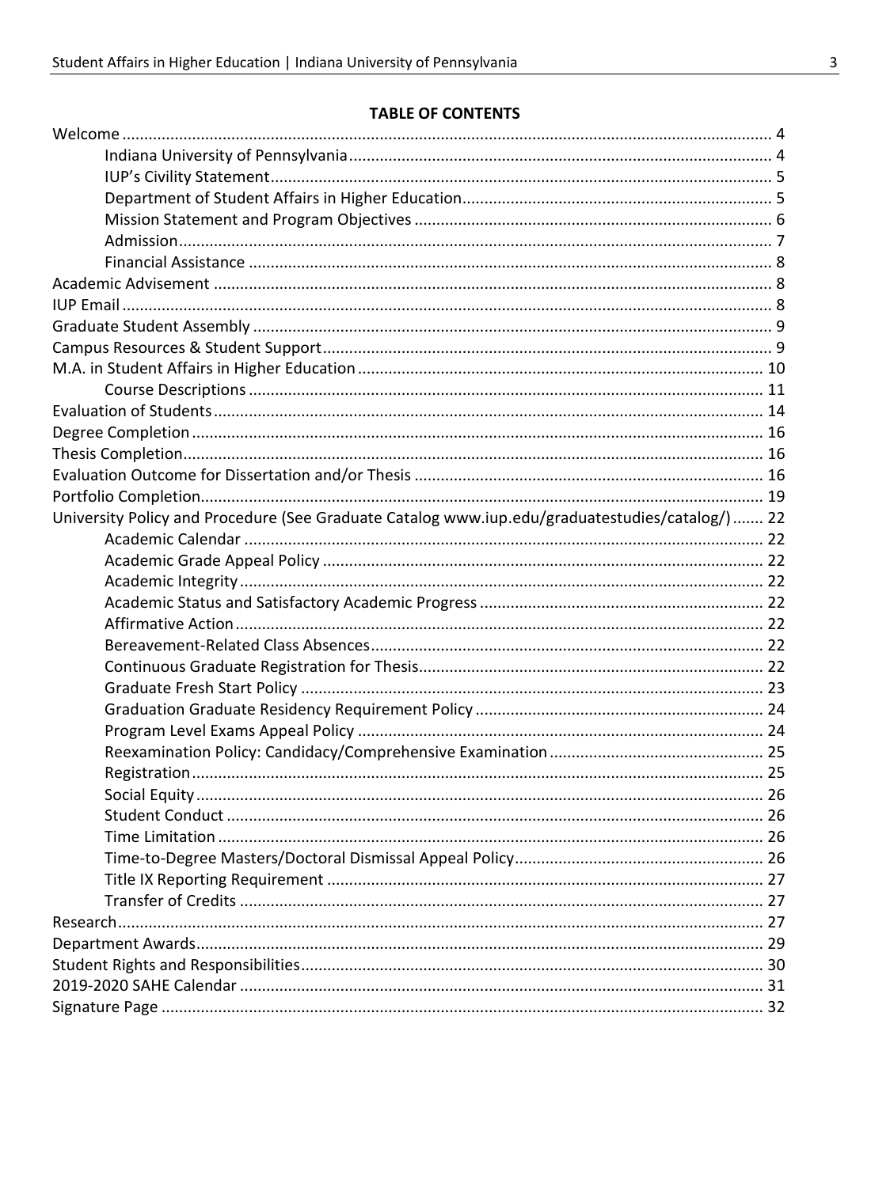**TABLE OF CONTENTS**

Welcome ..... 4
- Indiana University of Pennsylvania ..... 4
- IUP's Civility Statement ..... 5
- Department of Student Affairs in Higher Education ..... 5
- Mission Statement and Program Objectives ..... 6
- Admission ..... 7
- Financial Assistance ..... 8

Academic Advisement ..... 8

IUP Email ..... 8

Graduate Student Assembly ..... 9

Campus Resources & Student Support ..... 9

M.A. in Student Affairs in Higher Education ..... 10
- Course Descriptions ..... 11

Evaluation of Students ..... 14

Degree Completion ..... 16

Thesis Completion ..... 16

Evaluation Outcome for Dissertation and/or Thesis ..... 16

Portfolio Completion ..... 19

University Policy and Procedure (See Graduate Catalog www.iup.edu/graduatestudies/catalog/) ..... 22
- Academic Calendar ..... 22
- Academic Grade Appeal Policy ..... 22
- Academic Integrity ..... 22
- Academic Status and Satisfactory Academic Progress ..... 22
- Affirmative Action ..... 22
- Bereavement-Related Class Absences ..... 22
- Continuous Graduate Registration for Thesis ..... 22
- Graduate Fresh Start Policy ..... 23
- Graduation Graduate Residency Requirement Policy ..... 24
- Program Level Exams Appeal Policy ..... 24
- Reexamination Policy: Candidacy/Comprehensive Examination ..... 25
- Registration ..... 25
- Social Equity ..... 26
- Student Conduct ..... 26
- Time Limitation ..... 26
- Time-to-Degree Masters/Doctoral Dismissal Appeal Policy ..... 26
- Title IX Reporting Requirement ..... 27
- Transfer of Credits ..... 27

Research ..... 27

Department Awards ..... 29

Student Rights and Responsibilities ..... 30

2019-2020 SAHE Calendar ..... 31

Signature Page ..... 32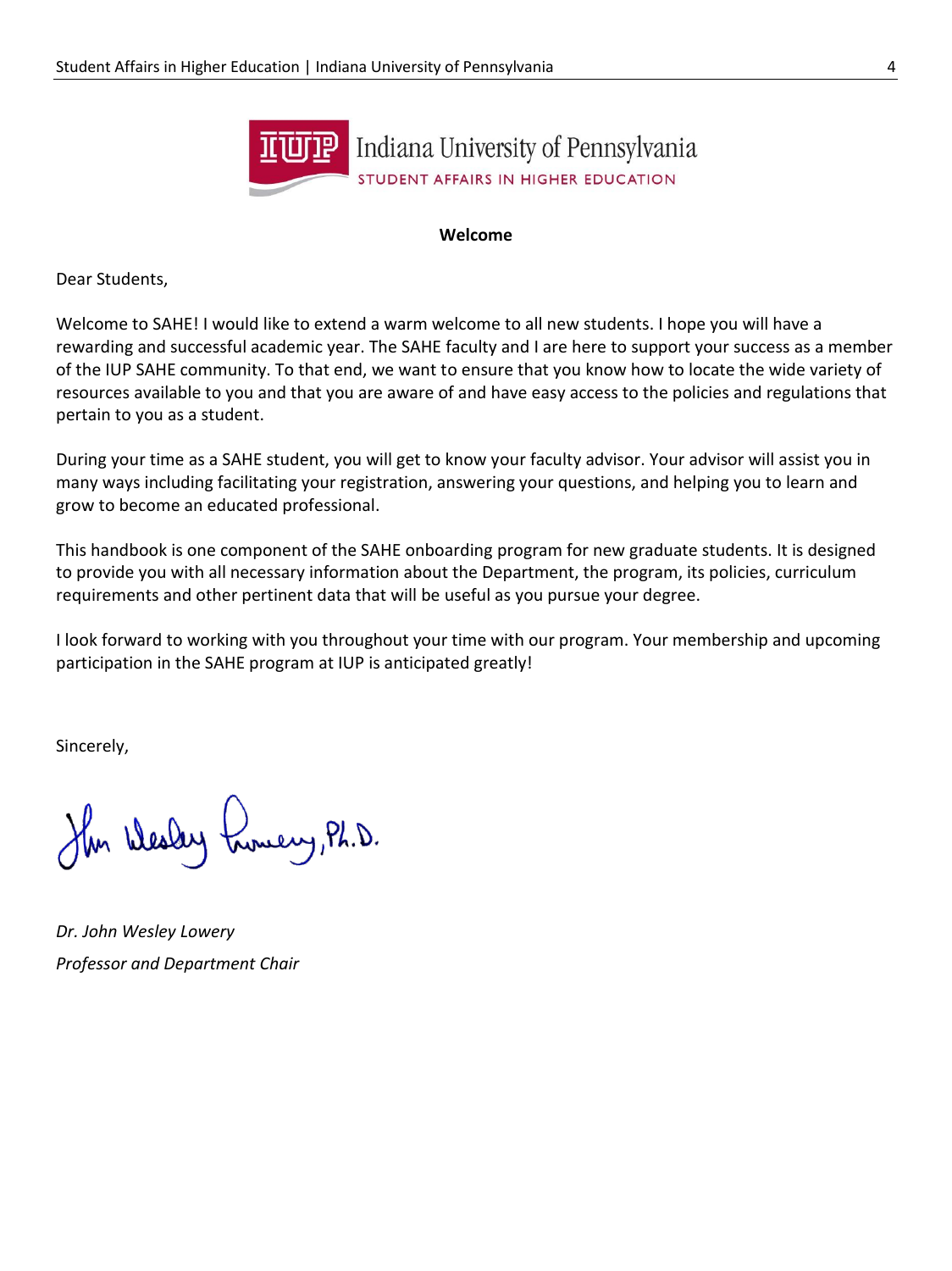Indiana University of Pennsylvania
STUDENT AFFAIRS IN HIGHER EDUCATION

**Welcome**

Dear Students,

Welcome to SAHE! I would like to extend a warm welcome to all new students. I hope you will have a rewarding and successful academic year. The SAHE faculty and I are here to support your success as a member of the IUP SAHE community. To that end, we want to ensure that you know how to locate the wide variety of resources available to you and that you are aware of and have easy access to the policies and regulations that pertain to you as a student.

During your time as a SAHE student, you will get to know your faculty advisor. Your advisor will assist you in many ways including facilitating your registration, answering your questions, and helping you to learn and grow to become an educated professional.

This handbook is one component of the SAHE onboarding program for new graduate students. It is designed to provide you with all necessary information about the Department, the program, its policies, curriculum requirements and other pertinent data that will be useful as you pursue your degree.

I look forward to working with you throughout your time with our program. Your membership and upcoming participation in the SAHE program at IUP is anticipated greatly!

Sincerely,

John Wesley Lowery, Ph.D.

*Dr. John Wesley Lowery*
*Professor and Department Chair*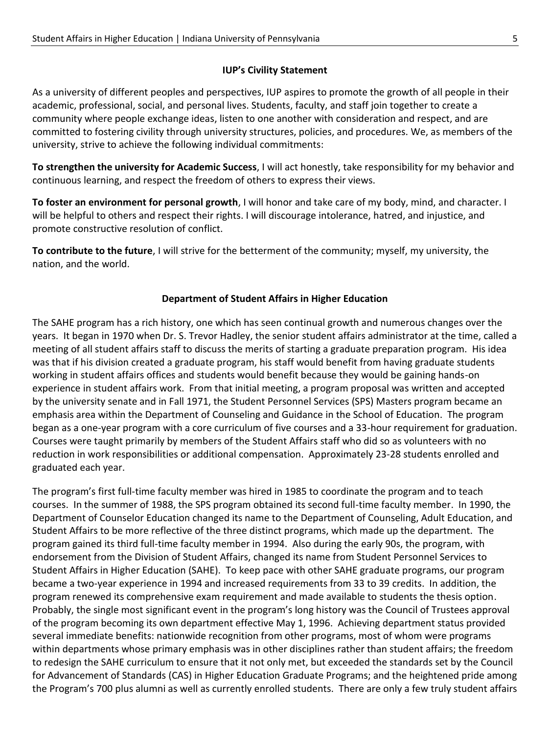## IUP's Civility Statement

As a university of different peoples and perspectives, IUP aspires to promote the growth of all people in their academic, professional, social, and personal lives. Students, faculty, and staff join together to create a community where people exchange ideas, listen to one another with consideration and respect, and are committed to fostering civility through university structures, policies, and procedures. We, as members of the university, strive to achieve the following individual commitments:

**To strengthen the university for Academic Success**, I will act honestly, take responsibility for my behavior and continuous learning, and respect the freedom of others to express their views.

**To foster an environment for personal growth**, I will honor and take care of my body, mind, and character. I will be helpful to others and respect their rights. I will discourage intolerance, hatred, and injustice, and promote constructive resolution of conflict.

**To contribute to the future**, I will strive for the betterment of the community; myself, my university, the nation, and the world.

## Department of Student Affairs in Higher Education

The SAHE program has a rich history, one which has seen continual growth and numerous changes over the years. It began in 1970 when Dr. S. Trevor Hadley, the senior student affairs administrator at the time, called a meeting of all student affairs staff to discuss the merits of starting a graduate preparation program. His idea was that if his division created a graduate program, his staff would benefit from having graduate students working in student affairs offices and students would benefit because they would be gaining hands-on experience in student affairs work. From that initial meeting, a program proposal was written and accepted by the university senate and in Fall 1971, the Student Personnel Services (SPS) Masters program became an emphasis area within the Department of Counseling and Guidance in the School of Education. The program began as a one-year program with a core curriculum of five courses and a 33-hour requirement for graduation. Courses were taught primarily by members of the Student Affairs staff who did so as volunteers with no reduction in work responsibilities or additional compensation. Approximately 23-28 students enrolled and graduated each year.

The program's first full-time faculty member was hired in 1985 to coordinate the program and to teach courses. In the summer of 1988, the SPS program obtained its second full-time faculty member. In 1990, the Department of Counselor Education changed its name to the Department of Counseling, Adult Education, and Student Affairs to be more reflective of the three distinct programs, which made up the department. The program gained its third full-time faculty member in 1994. Also during the early 90s, the program, with endorsement from the Division of Student Affairs, changed its name from Student Personnel Services to Student Affairs in Higher Education (SAHE). To keep pace with other SAHE graduate programs, our program became a two-year experience in 1994 and increased requirements from 33 to 39 credits. In addition, the program renewed its comprehensive exam requirement and made available to students the thesis option. Probably, the single most significant event in the program's long history was the Council of Trustees approval of the program becoming its own department effective May 1, 1996. Achieving department status provided several immediate benefits: nationwide recognition from other programs, most of whom were programs within departments whose primary emphasis was in other disciplines rather than student affairs; the freedom to redesign the SAHE curriculum to ensure that it not only met, but exceeded the standards set by the Council for Advancement of Standards (CAS) in Higher Education Graduate Programs; and the heightened pride among the Program's 700 plus alumni as well as currently enrolled students. There are only a few truly student affairs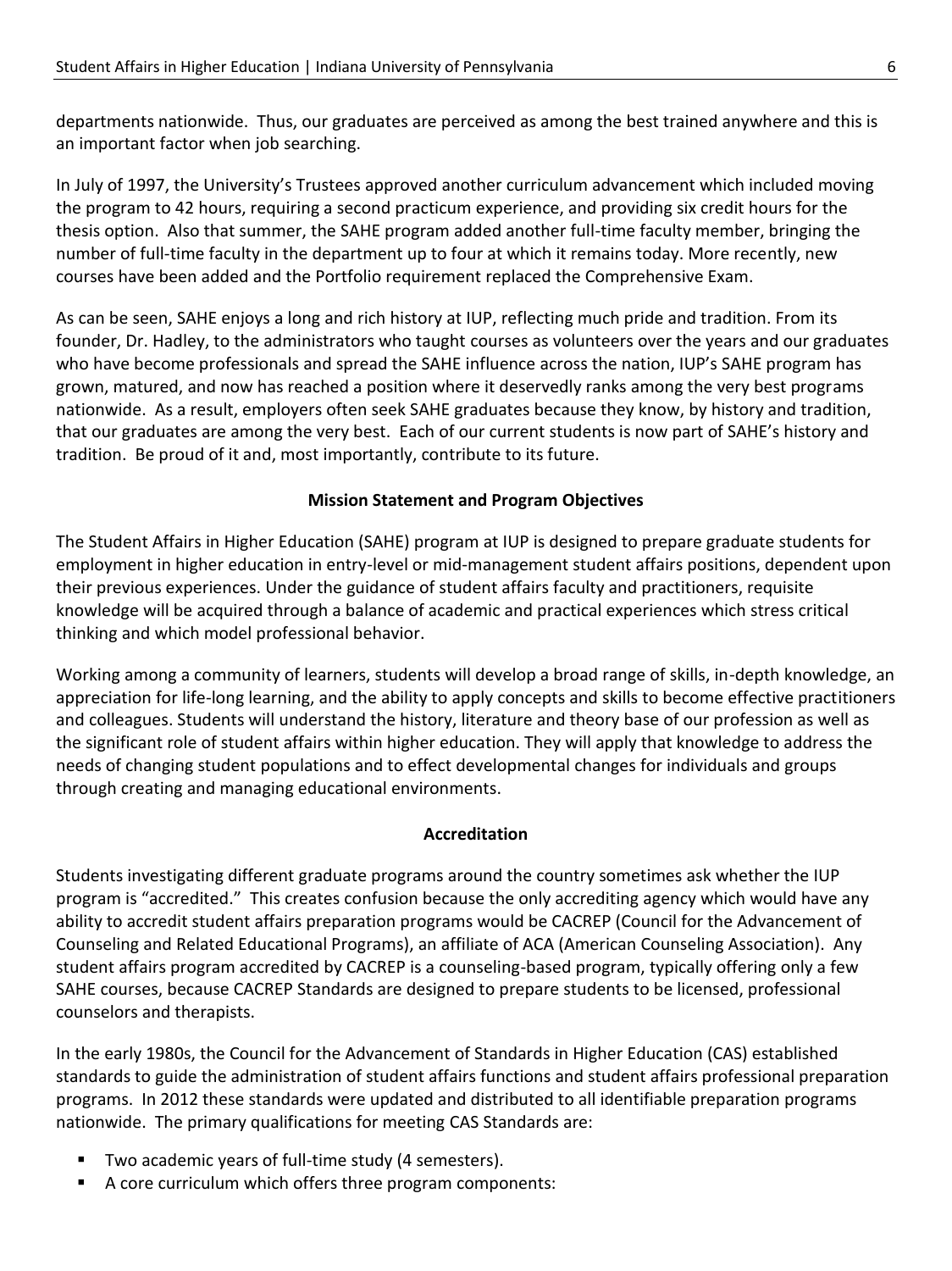departments nationwide. Thus, our graduates are perceived as among the best trained anywhere and this is an important factor when job searching.

In July of 1997, the University's Trustees approved another curriculum advancement which included moving the program to 42 hours, requiring a second practicum experience, and providing six credit hours for the thesis option. Also that summer, the SAHE program added another full-time faculty member, bringing the number of full-time faculty in the department up to four at which it remains today. More recently, new courses have been added and the Portfolio requirement replaced the Comprehensive Exam.

As can be seen, SAHE enjoys a long and rich history at IUP, reflecting much pride and tradition. From its founder, Dr. Hadley, to the administrators who taught courses as volunteers over the years and our graduates who have become professionals and spread the SAHE influence across the nation, IUP's SAHE program has grown, matured, and now has reached a position where it deservedly ranks among the very best programs nationwide. As a result, employers often seek SAHE graduates because they know, by history and tradition, that our graduates are among the very best. Each of our current students is now part of SAHE's history and tradition. Be proud of it and, most importantly, contribute to its future.

## Mission Statement and Program Objectives

The Student Affairs in Higher Education (SAHE) program at IUP is designed to prepare graduate students for employment in higher education in entry-level or mid-management student affairs positions, dependent upon their previous experiences. Under the guidance of student affairs faculty and practitioners, requisite knowledge will be acquired through a balance of academic and practical experiences which stress critical thinking and which model professional behavior.

Working among a community of learners, students will develop a broad range of skills, in-depth knowledge, an appreciation for life-long learning, and the ability to apply concepts and skills to become effective practitioners and colleagues. Students will understand the history, literature and theory base of our profession as well as the significant role of student affairs within higher education. They will apply that knowledge to address the needs of changing student populations and to effect developmental changes for individuals and groups through creating and managing educational environments.

## Accreditation

Students investigating different graduate programs around the country sometimes ask whether the IUP program is "accredited." This creates confusion because the only accrediting agency which would have any ability to accredit student affairs preparation programs would be CACREP (Council for the Advancement of Counseling and Related Educational Programs), an affiliate of ACA (American Counseling Association). Any student affairs program accredited by CACREP is a counseling-based program, typically offering only a few SAHE courses, because CACREP Standards are designed to prepare students to be licensed, professional counselors and therapists.

In the early 1980s, the Council for the Advancement of Standards in Higher Education (CAS) established standards to guide the administration of student affairs functions and student affairs professional preparation programs. In 2012 these standards were updated and distributed to all identifiable preparation programs nationwide. The primary qualifications for meeting CAS Standards are:

- Two academic years of full-time study (4 semesters).
- A core curriculum which offers three program components: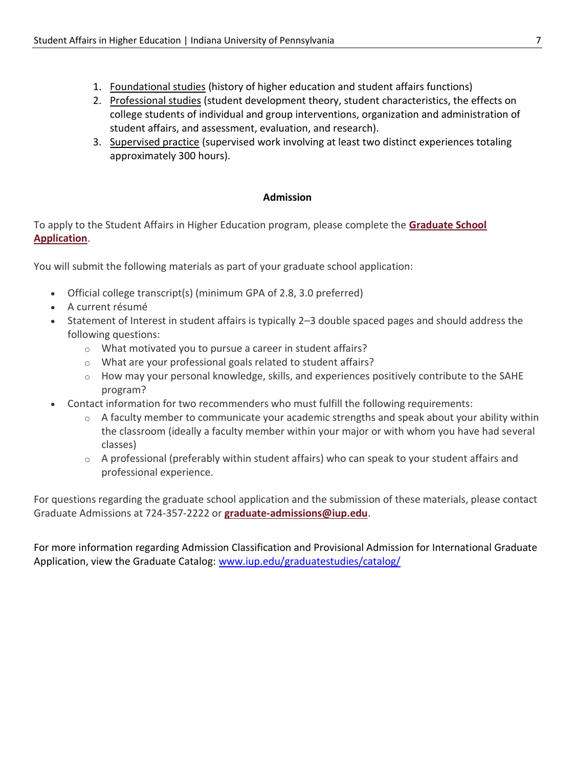1. Foundational studies (history of higher education and student affairs functions)
2. Professional studies (student development theory, student characteristics, the effects on college students of individual and group interventions, organization and administration of student affairs, and assessment, evaluation, and research).
3. Supervised practice (supervised work involving at least two distinct experiences totaling approximately 300 hours).

## Admission

To apply to the Student Affairs in Higher Education program, please complete the **Graduate School Application**.

You will submit the following materials as part of your graduate school application:

- Official college transcript(s) (minimum GPA of 2.8, 3.0 preferred)
- A current résumé
- Statement of Interest in student affairs is typically 2–3 double spaced pages and should address the following questions:
  - What motivated you to pursue a career in student affairs?
  - What are your professional goals related to student affairs?
  - How may your personal knowledge, skills, and experiences positively contribute to the SAHE program?
- Contact information for two recommenders who must fulfill the following requirements:
  - A faculty member to communicate your academic strengths and speak about your ability within the classroom (ideally a faculty member within your major or with whom you have had several classes)
  - A professional (preferably within student affairs) who can speak to your student affairs and professional experience.

For questions regarding the graduate school application and the submission of these materials, please contact Graduate Admissions at 724-357-2222 or **graduate-admissions@iup.edu**.

For more information regarding Admission Classification and Provisional Admission for International Graduate Application, view the Graduate Catalog: www.iup.edu/graduatestudies/catalog/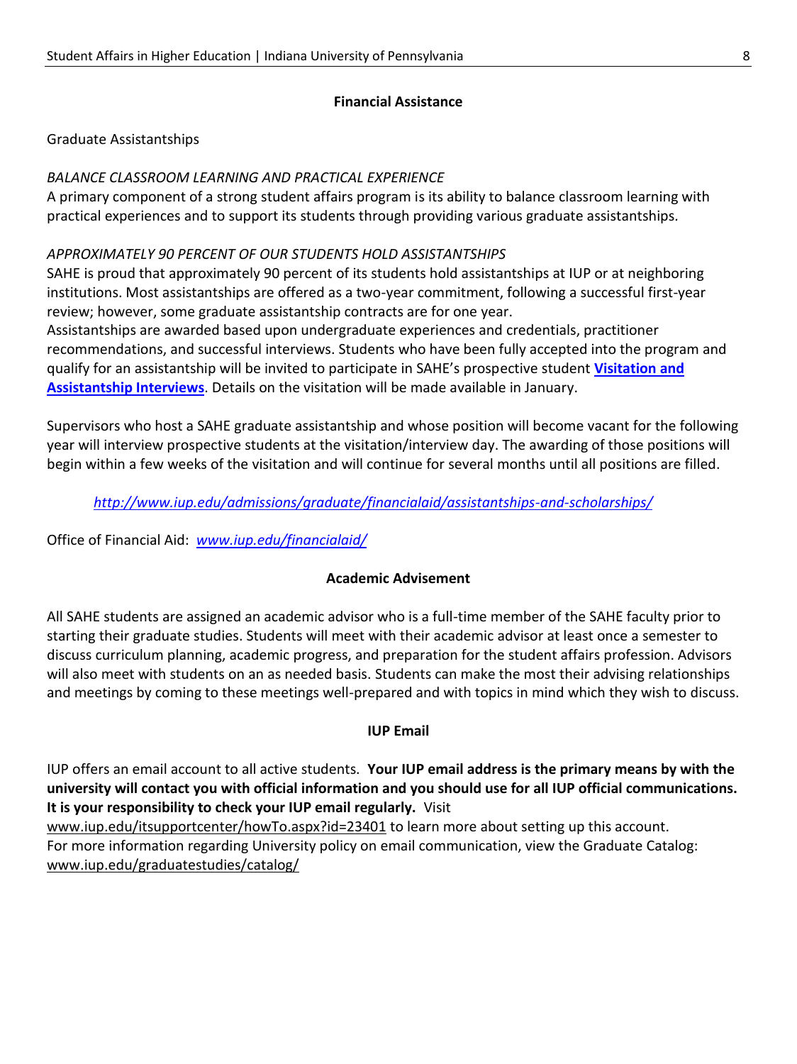## Financial Assistance

Graduate Assistantships

*BALANCE CLASSROOM LEARNING AND PRACTICAL EXPERIENCE*

A primary component of a strong student affairs program is its ability to balance classroom learning with practical experiences and to support its students through providing various graduate assistantships.

*APPROXIMATELY 90 PERCENT OF OUR STUDENTS HOLD ASSISTANTSHIPS*

SAHE is proud that approximately 90 percent of its students hold assistantships at IUP or at neighboring institutions. Most assistantships are offered as a two-year commitment, following a successful first-year review; however, some graduate assistantship contracts are for one year.

Assistantships are awarded based upon undergraduate experiences and credentials, practitioner recommendations, and successful interviews. Students who have been fully accepted into the program and qualify for an assistantship will be invited to participate in SAHE's prospective student **Visitation and Assistantship Interviews**. Details on the visitation will be made available in January.

Supervisors who host a SAHE graduate assistantship and whose position will become vacant for the following year will interview prospective students at the visitation/interview day. The awarding of those positions will begin within a few weeks of the visitation and will continue for several months until all positions are filled.

*http://www.iup.edu/admissions/graduate/financialaid/assistantships-and-scholarships/*

Office of Financial Aid: *www.iup.edu/financialaid/*

## Academic Advisement

All SAHE students are assigned an academic advisor who is a full-time member of the SAHE faculty prior to starting their graduate studies. Students will meet with their academic advisor at least once a semester to discuss curriculum planning, academic progress, and preparation for the student affairs profession. Advisors will also meet with students on an as needed basis. Students can make the most their advising relationships and meetings by coming to these meetings well-prepared and with topics in mind which they wish to discuss.

## IUP Email

IUP offers an email account to all active students. **Your IUP email address is the primary means by with the university will contact you with official information and you should use for all IUP official communications. It is your responsibility to check your IUP email regularly.** Visit www.iup.edu/itsupportcenter/howTo.aspx?id=23401 to learn more about setting up this account. For more information regarding University policy on email communication, view the Graduate Catalog: www.iup.edu/graduatestudies/catalog/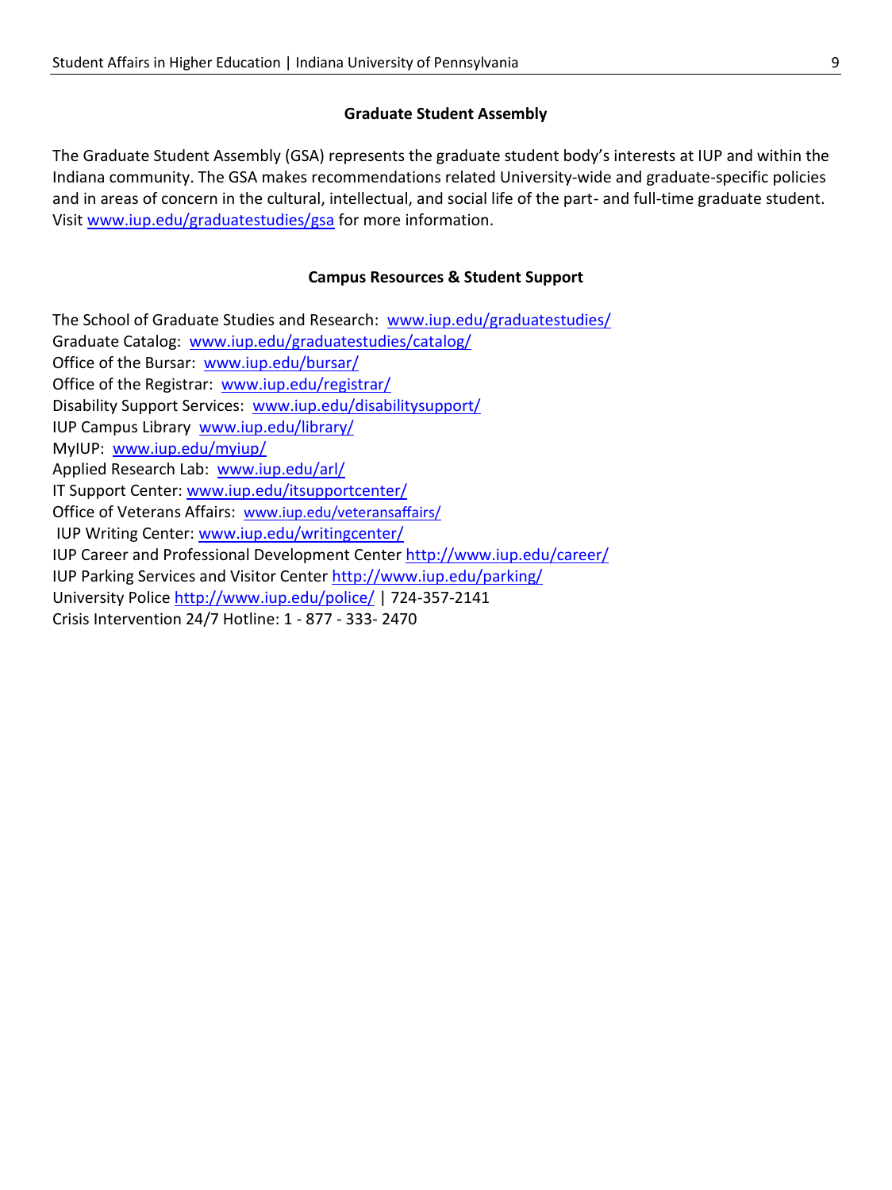## Graduate Student Assembly

The Graduate Student Assembly (GSA) represents the graduate student body's interests at IUP and within the Indiana community. The GSA makes recommendations related University-wide and graduate-specific policies and in areas of concern in the cultural, intellectual, and social life of the part- and full-time graduate student. Visit www.iup.edu/graduatestudies/gsa for more information.

## Campus Resources & Student Support

The School of Graduate Studies and Research: www.iup.edu/graduatestudies/
Graduate Catalog: www.iup.edu/graduatestudies/catalog/
Office of the Bursar: www.iup.edu/bursar/
Office of the Registrar: www.iup.edu/registrar/
Disability Support Services: www.iup.edu/disabilitysupport/
IUP Campus Library www.iup.edu/library/
MyIUP: www.iup.edu/myiup/
Applied Research Lab: www.iup.edu/arl/
IT Support Center: www.iup.edu/itsupportcenter/
Office of Veterans Affairs: www.iup.edu/veteransaffairs/
IUP Writing Center: www.iup.edu/writingcenter/
IUP Career and Professional Development Center http://www.iup.edu/career/
IUP Parking Services and Visitor Center http://www.iup.edu/parking/
University Police http://www.iup.edu/police/ | 724-357-2141
Crisis Intervention 24/7 Hotline: 1 - 877 - 333- 2470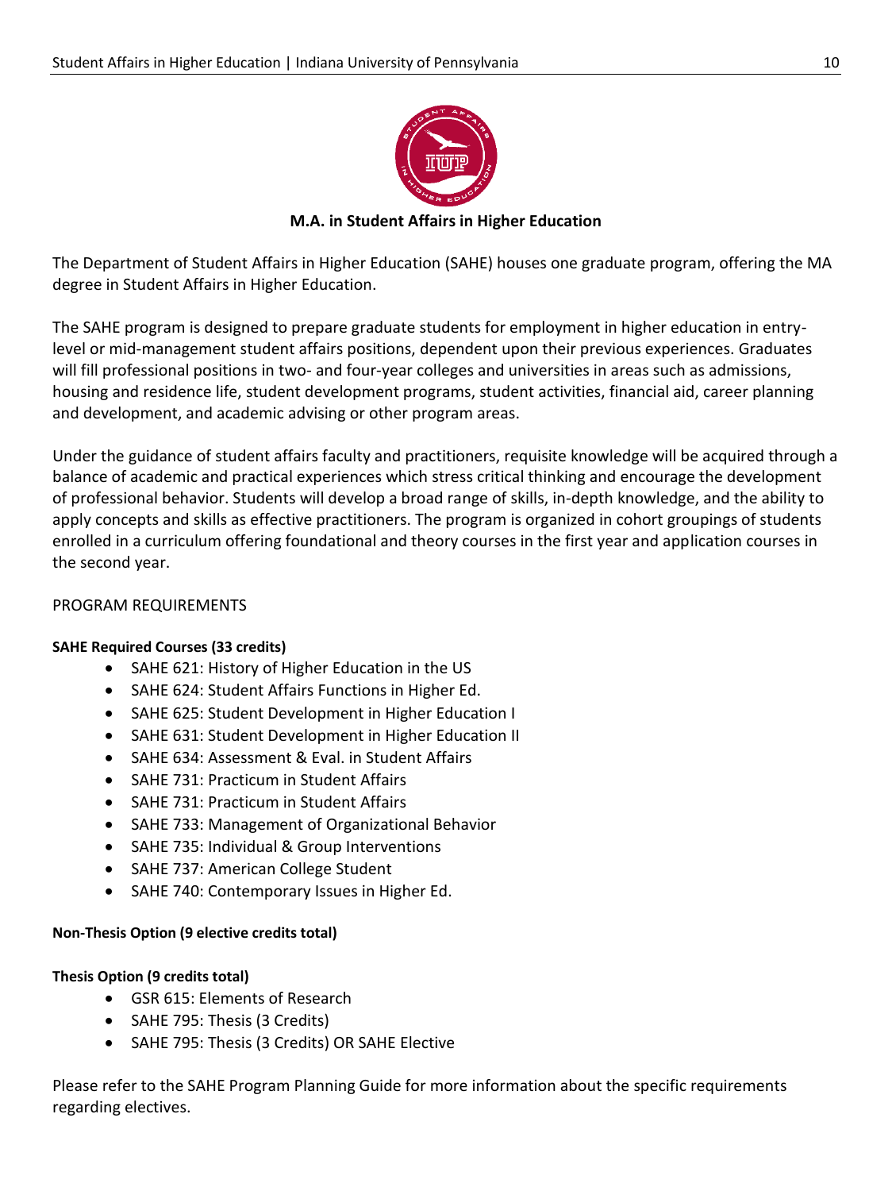## M.A. in Student Affairs in Higher Education

The Department of Student Affairs in Higher Education (SAHE) houses one graduate program, offering the MA degree in Student Affairs in Higher Education.

The SAHE program is designed to prepare graduate students for employment in higher education in entry-level or mid-management student affairs positions, dependent upon their previous experiences. Graduates will fill professional positions in two- and four-year colleges and universities in areas such as admissions, housing and residence life, student development programs, student activities, financial aid, career planning and development, and academic advising or other program areas.

Under the guidance of student affairs faculty and practitioners, requisite knowledge will be acquired through a balance of academic and practical experiences which stress critical thinking and encourage the development of professional behavior. Students will develop a broad range of skills, in-depth knowledge, and the ability to apply concepts and skills as effective practitioners. The program is organized in cohort groupings of students enrolled in a curriculum offering foundational and theory courses in the first year and application courses in the second year.

PROGRAM REQUIREMENTS

**SAHE Required Courses (33 credits)**

- SAHE 621: History of Higher Education in the US
- SAHE 624: Student Affairs Functions in Higher Ed.
- SAHE 625: Student Development in Higher Education I
- SAHE 631: Student Development in Higher Education II
- SAHE 634: Assessment & Eval. in Student Affairs
- SAHE 731: Practicum in Student Affairs
- SAHE 731: Practicum in Student Affairs
- SAHE 733: Management of Organizational Behavior
- SAHE 735: Individual & Group Interventions
- SAHE 737: American College Student
- SAHE 740: Contemporary Issues in Higher Ed.

**Non-Thesis Option (9 elective credits total)**

**Thesis Option (9 credits total)**

- GSR 615: Elements of Research
- SAHE 795: Thesis (3 Credits)
- SAHE 795: Thesis (3 Credits) OR SAHE Elective

Please refer to the SAHE Program Planning Guide for more information about the specific requirements regarding electives.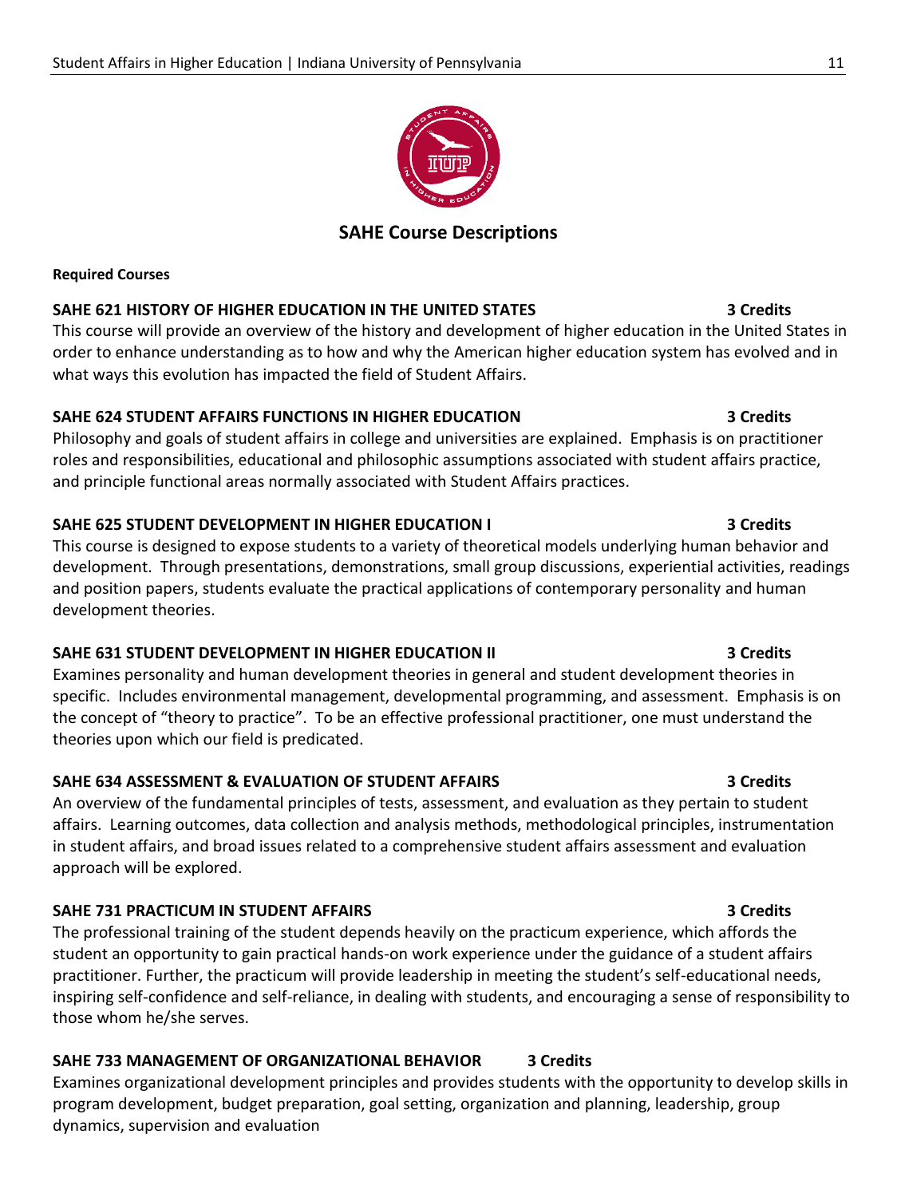## SAHE Course Descriptions

**Required Courses**

**SAHE 621 HISTORY OF HIGHER EDUCATION IN THE UNITED STATES** **3 Credits**

This course will provide an overview of the history and development of higher education in the United States in order to enhance understanding as to how and why the American higher education system has evolved and in what ways this evolution has impacted the field of Student Affairs.

**SAHE 624 STUDENT AFFAIRS FUNCTIONS IN HIGHER EDUCATION** **3 Credits**

Philosophy and goals of student affairs in college and universities are explained. Emphasis is on practitioner roles and responsibilities, educational and philosophic assumptions associated with student affairs practice, and principle functional areas normally associated with Student Affairs practices.

**SAHE 625 STUDENT DEVELOPMENT IN HIGHER EDUCATION I** **3 Credits**

This course is designed to expose students to a variety of theoretical models underlying human behavior and development. Through presentations, demonstrations, small group discussions, experiential activities, readings and position papers, students evaluate the practical applications of contemporary personality and human development theories.

**SAHE 631 STUDENT DEVELOPMENT IN HIGHER EDUCATION II** **3 Credits**

Examines personality and human development theories in general and student development theories in specific. Includes environmental management, developmental programming, and assessment. Emphasis is on the concept of "theory to practice". To be an effective professional practitioner, one must understand the theories upon which our field is predicated.

**SAHE 634 ASSESSMENT & EVALUATION OF STUDENT AFFAIRS** **3 Credits**

An overview of the fundamental principles of tests, assessment, and evaluation as they pertain to student affairs. Learning outcomes, data collection and analysis methods, methodological principles, instrumentation in student affairs, and broad issues related to a comprehensive student affairs assessment and evaluation approach will be explored.

**SAHE 731 PRACTICUM IN STUDENT AFFAIRS** **3 Credits**

The professional training of the student depends heavily on the practicum experience, which affords the student an opportunity to gain practical hands-on work experience under the guidance of a student affairs practitioner. Further, the practicum will provide leadership in meeting the student's self-educational needs, inspiring self-confidence and self-reliance, in dealing with students, and encouraging a sense of responsibility to those whom he/she serves.

**SAHE 733 MANAGEMENT OF ORGANIZATIONAL BEHAVIOR** **3 Credits**

Examines organizational development principles and provides students with the opportunity to develop skills in program development, budget preparation, goal setting, organization and planning, leadership, group dynamics, supervision and evaluation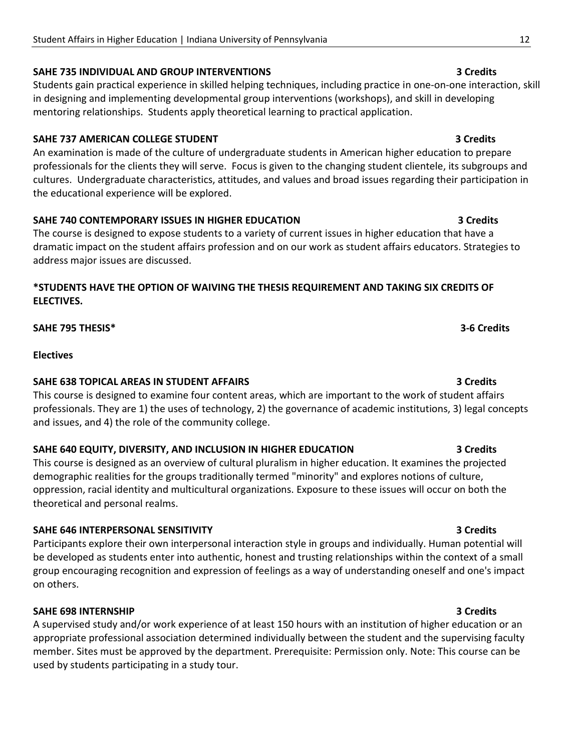**SAHE 735 INDIVIDUAL AND GROUP INTERVENTIONS** **3 Credits**

Students gain practical experience in skilled helping techniques, including practice in one-on-one interaction, skill in designing and implementing developmental group interventions (workshops), and skill in developing mentoring relationships. Students apply theoretical learning to practical application.

**SAHE 737 AMERICAN COLLEGE STUDENT** **3 Credits**

An examination is made of the culture of undergraduate students in American higher education to prepare professionals for the clients they will serve. Focus is given to the changing student clientele, its subgroups and cultures. Undergraduate characteristics, attitudes, and values and broad issues regarding their participation in the educational experience will be explored.

**SAHE 740 CONTEMPORARY ISSUES IN HIGHER EDUCATION** **3 Credits**

The course is designed to expose students to a variety of current issues in higher education that have a dramatic impact on the student affairs profession and on our work as student affairs educators. Strategies to address major issues are discussed.

***STUDENTS HAVE THE OPTION OF WAIVING THE THESIS REQUIREMENT AND TAKING SIX CREDITS OF ELECTIVES.**

**SAHE 795 THESIS*** **3-6 Credits**

**Electives**

**SAHE 638 TOPICAL AREAS IN STUDENT AFFAIRS** **3 Credits**

This course is designed to examine four content areas, which are important to the work of student affairs professionals. They are 1) the uses of technology, 2) the governance of academic institutions, 3) legal concepts and issues, and 4) the role of the community college.

**SAHE 640 EQUITY, DIVERSITY, AND INCLUSION IN HIGHER EDUCATION** **3 Credits**

This course is designed as an overview of cultural pluralism in higher education. It examines the projected demographic realities for the groups traditionally termed "minority" and explores notions of culture, oppression, racial identity and multicultural organizations. Exposure to these issues will occur on both the theoretical and personal realms.

**SAHE 646 INTERPERSONAL SENSITIVITY** **3 Credits**

Participants explore their own interpersonal interaction style in groups and individually. Human potential will be developed as students enter into authentic, honest and trusting relationships within the context of a small group encouraging recognition and expression of feelings as a way of understanding oneself and one's impact on others.

**SAHE 698 INTERNSHIP** **3 Credits**

A supervised study and/or work experience of at least 150 hours with an institution of higher education or an appropriate professional association determined individually between the student and the supervising faculty member. Sites must be approved by the department. Prerequisite: Permission only. Note: This course can be used by students participating in a study tour.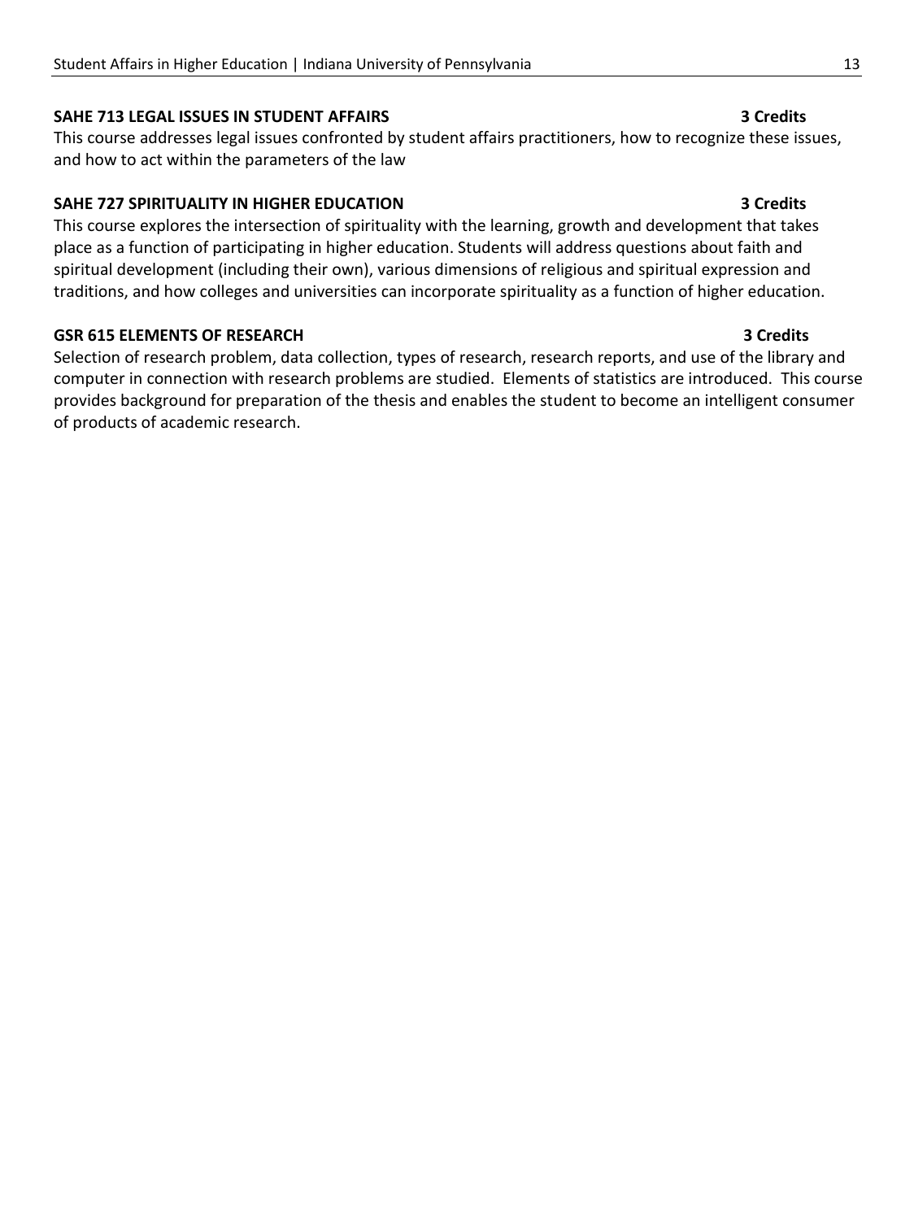**SAHE 713 LEGAL ISSUES IN STUDENT AFFAIRS** **3 Credits**

This course addresses legal issues confronted by student affairs practitioners, how to recognize these issues, and how to act within the parameters of the law

**SAHE 727 SPIRITUALITY IN HIGHER EDUCATION** **3 Credits**

This course explores the intersection of spirituality with the learning, growth and development that takes place as a function of participating in higher education. Students will address questions about faith and spiritual development (including their own), various dimensions of religious and spiritual expression and traditions, and how colleges and universities can incorporate spirituality as a function of higher education.

**GSR 615 ELEMENTS OF RESEARCH** **3 Credits**

Selection of research problem, data collection, types of research, research reports, and use of the library and computer in connection with research problems are studied. Elements of statistics are introduced. This course provides background for preparation of the thesis and enables the student to become an intelligent consumer of products of academic research.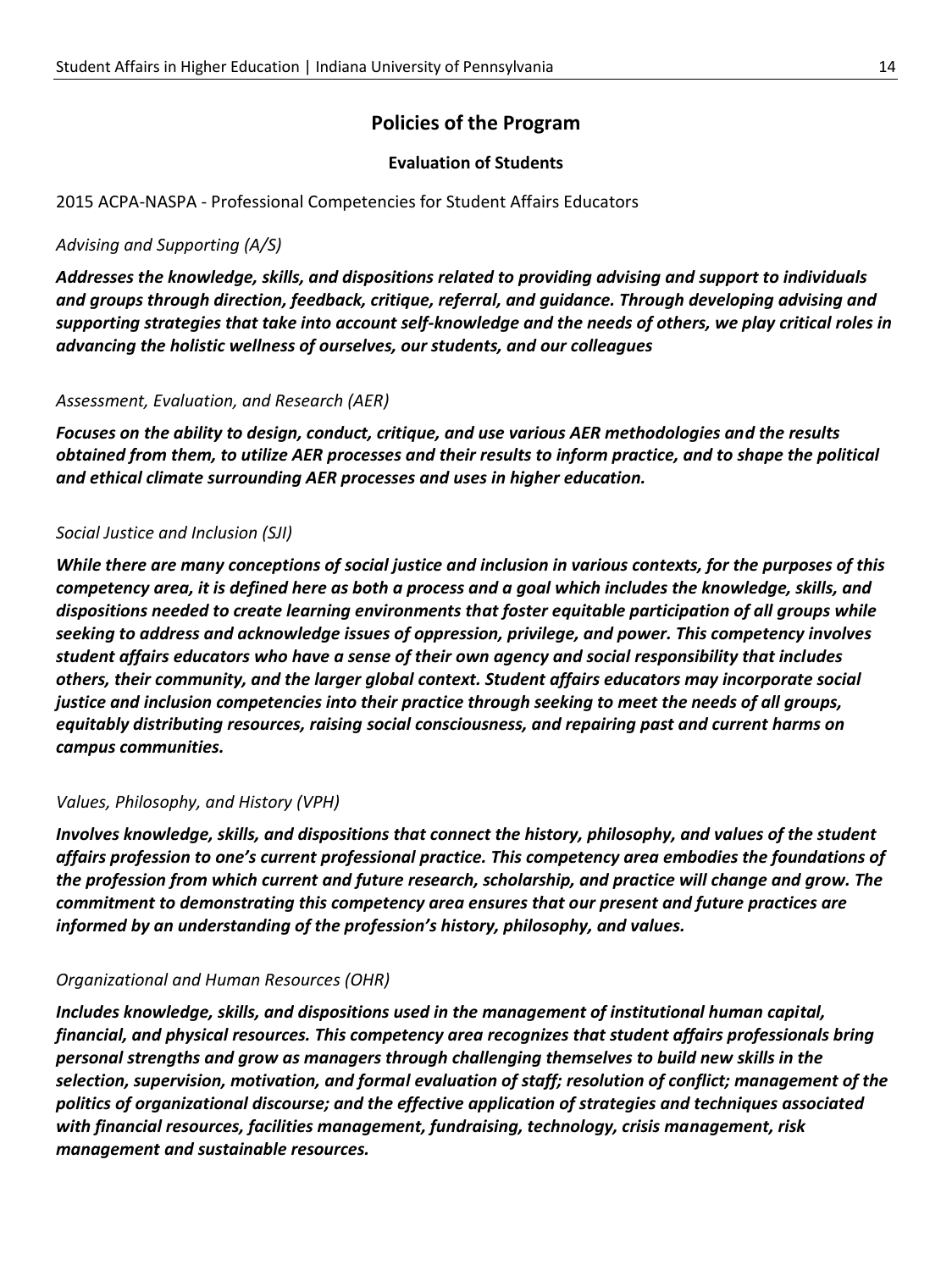## Policies of the Program

### Evaluation of Students

2015 ACPA-NASPA - Professional Competencies for Student Affairs Educators

*Advising and Supporting (A/S)*

***Addresses the knowledge, skills, and dispositions related to providing advising and support to individuals and groups through direction, feedback, critique, referral, and guidance. Through developing advising and supporting strategies that take into account self-knowledge and the needs of others, we play critical roles in advancing the holistic wellness of ourselves, our students, and our colleagues***

*Assessment, Evaluation, and Research (AER)*

***Focuses on the ability to design, conduct, critique, and use various AER methodologies and the results obtained from them, to utilize AER processes and their results to inform practice, and to shape the political and ethical climate surrounding AER processes and uses in higher education.***

*Social Justice and Inclusion (SJI)*

***While there are many conceptions of social justice and inclusion in various contexts, for the purposes of this competency area, it is defined here as both a process and a goal which includes the knowledge, skills, and dispositions needed to create learning environments that foster equitable participation of all groups while seeking to address and acknowledge issues of oppression, privilege, and power. This competency involves student affairs educators who have a sense of their own agency and social responsibility that includes others, their community, and the larger global context. Student affairs educators may incorporate social justice and inclusion competencies into their practice through seeking to meet the needs of all groups, equitably distributing resources, raising social consciousness, and repairing past and current harms on campus communities.***

*Values, Philosophy, and History (VPH)*

***Involves knowledge, skills, and dispositions that connect the history, philosophy, and values of the student affairs profession to one's current professional practice. This competency area embodies the foundations of the profession from which current and future research, scholarship, and practice will change and grow. The commitment to demonstrating this competency area ensures that our present and future practices are informed by an understanding of the profession's history, philosophy, and values.***

*Organizational and Human Resources (OHR)*

***Includes knowledge, skills, and dispositions used in the management of institutional human capital, financial, and physical resources. This competency area recognizes that student affairs professionals bring personal strengths and grow as managers through challenging themselves to build new skills in the selection, supervision, motivation, and formal evaluation of staff; resolution of conflict; management of the politics of organizational discourse; and the effective application of strategies and techniques associated with financial resources, facilities management, fundraising, technology, crisis management, risk management and sustainable resources.***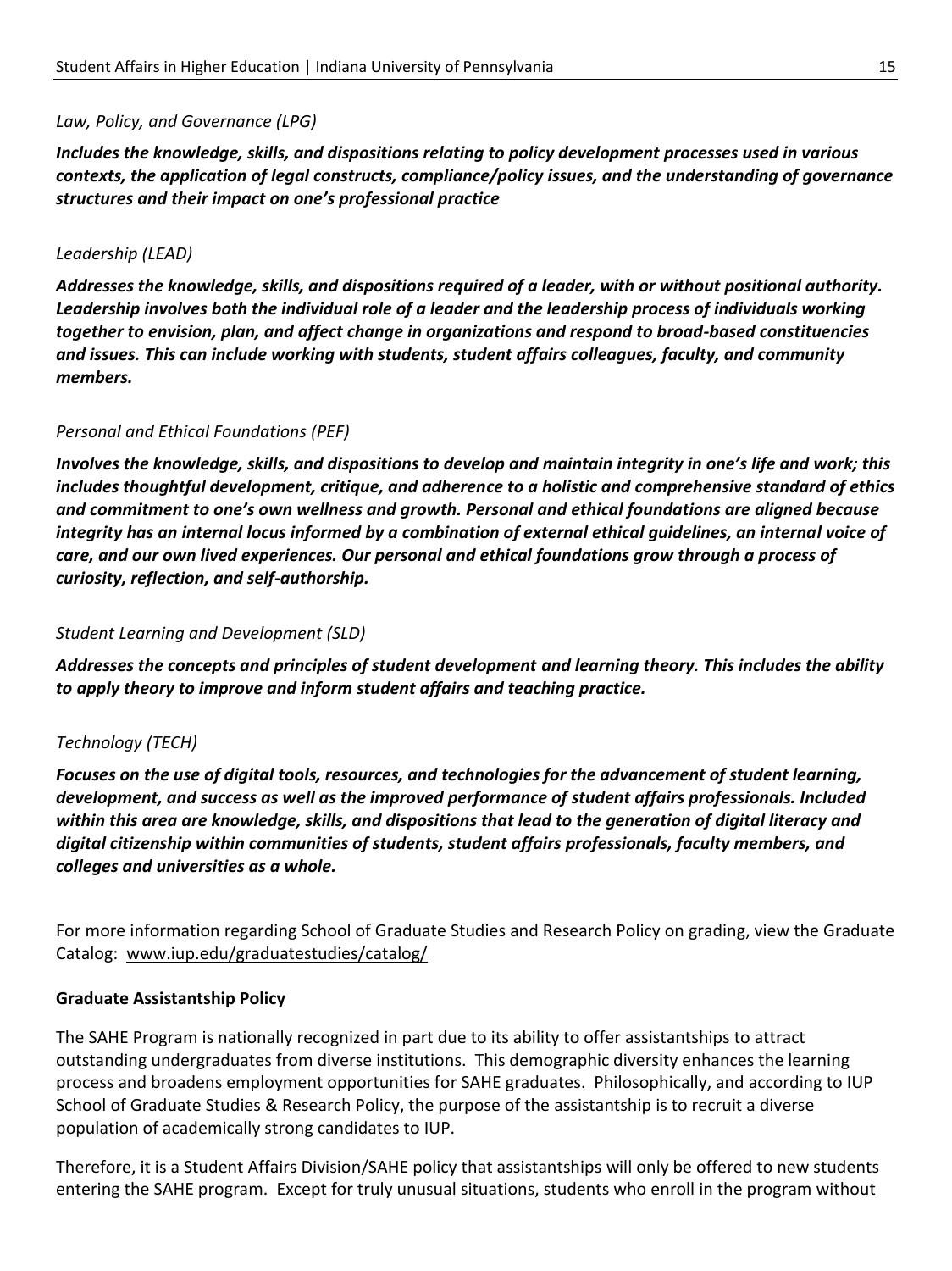*Law, Policy, and Governance (LPG)*

***Includes the knowledge, skills, and dispositions relating to policy development processes used in various contexts, the application of legal constructs, compliance/policy issues, and the understanding of governance structures and their impact on one's professional practice***

*Leadership (LEAD)*

***Addresses the knowledge, skills, and dispositions required of a leader, with or without positional authority. Leadership involves both the individual role of a leader and the leadership process of individuals working together to envision, plan, and affect change in organizations and respond to broad-based constituencies and issues. This can include working with students, student affairs colleagues, faculty, and community members.***

*Personal and Ethical Foundations (PEF)*

***Involves the knowledge, skills, and dispositions to develop and maintain integrity in one's life and work; this includes thoughtful development, critique, and adherence to a holistic and comprehensive standard of ethics and commitment to one's own wellness and growth. Personal and ethical foundations are aligned because integrity has an internal locus informed by a combination of external ethical guidelines, an internal voice of care, and our own lived experiences. Our personal and ethical foundations grow through a process of curiosity, reflection, and self-authorship.***

*Student Learning and Development (SLD)*

***Addresses the concepts and principles of student development and learning theory. This includes the ability to apply theory to improve and inform student affairs and teaching practice.***

*Technology (TECH)*

***Focuses on the use of digital tools, resources, and technologies for the advancement of student learning, development, and success as well as the improved performance of student affairs professionals. Included within this area are knowledge, skills, and dispositions that lead to the generation of digital literacy and digital citizenship within communities of students, student affairs professionals, faculty members, and colleges and universities as a whole.***

For more information regarding School of Graduate Studies and Research Policy on grading, view the Graduate Catalog: www.iup.edu/graduatestudies/catalog/

**Graduate Assistantship Policy**

The SAHE Program is nationally recognized in part due to its ability to offer assistantships to attract outstanding undergraduates from diverse institutions. This demographic diversity enhances the learning process and broadens employment opportunities for SAHE graduates. Philosophically, and according to IUP School of Graduate Studies & Research Policy, the purpose of the assistantship is to recruit a diverse population of academically strong candidates to IUP.

Therefore, it is a Student Affairs Division/SAHE policy that assistantships will only be offered to new students entering the SAHE program. Except for truly unusual situations, students who enroll in the program without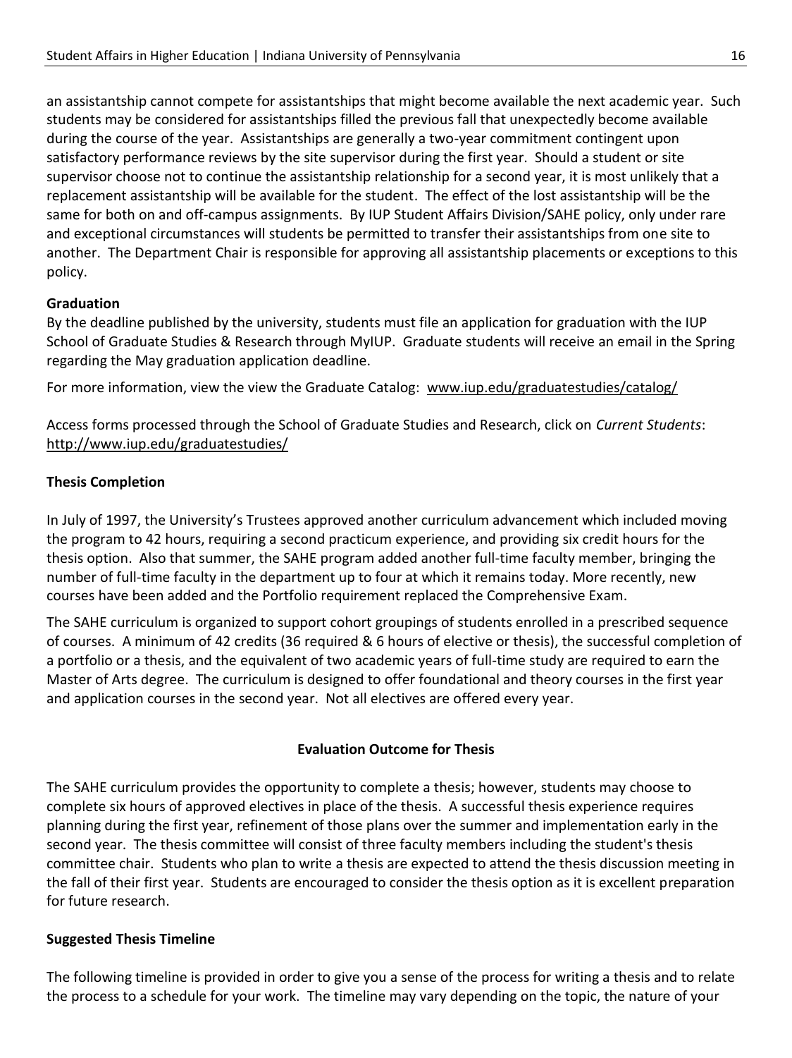an assistantship cannot compete for assistantships that might become available the next academic year. Such students may be considered for assistantships filled the previous fall that unexpectedly become available during the course of the year. Assistantships are generally a two-year commitment contingent upon satisfactory performance reviews by the site supervisor during the first year. Should a student or site supervisor choose not to continue the assistantship relationship for a second year, it is most unlikely that a replacement assistantship will be available for the student. The effect of the lost assistantship will be the same for both on and off-campus assignments. By IUP Student Affairs Division/SAHE policy, only under rare and exceptional circumstances will students be permitted to transfer their assistantships from one site to another. The Department Chair is responsible for approving all assistantship placements or exceptions to this policy.

**Graduation**

By the deadline published by the university, students must file an application for graduation with the IUP School of Graduate Studies & Research through MyIUP. Graduate students will receive an email in the Spring regarding the May graduation application deadline.

For more information, view the view the Graduate Catalog: www.iup.edu/graduatestudies/catalog/

Access forms processed through the School of Graduate Studies and Research, click on *Current Students*: http://www.iup.edu/graduatestudies/

**Thesis Completion**

In July of 1997, the University's Trustees approved another curriculum advancement which included moving the program to 42 hours, requiring a second practicum experience, and providing six credit hours for the thesis option. Also that summer, the SAHE program added another full-time faculty member, bringing the number of full-time faculty in the department up to four at which it remains today. More recently, new courses have been added and the Portfolio requirement replaced the Comprehensive Exam.

The SAHE curriculum is organized to support cohort groupings of students enrolled in a prescribed sequence of courses. A minimum of 42 credits (36 required & 6 hours of elective or thesis), the successful completion of a portfolio or a thesis, and the equivalent of two academic years of full-time study are required to earn the Master of Arts degree. The curriculum is designed to offer foundational and theory courses in the first year and application courses in the second year. Not all electives are offered every year.

**Evaluation Outcome for Thesis**

The SAHE curriculum provides the opportunity to complete a thesis; however, students may choose to complete six hours of approved electives in place of the thesis. A successful thesis experience requires planning during the first year, refinement of those plans over the summer and implementation early in the second year. The thesis committee will consist of three faculty members including the student's thesis committee chair. Students who plan to write a thesis are expected to attend the thesis discussion meeting in the fall of their first year. Students are encouraged to consider the thesis option as it is excellent preparation for future research.

**Suggested Thesis Timeline**

The following timeline is provided in order to give you a sense of the process for writing a thesis and to relate the process to a schedule for your work. The timeline may vary depending on the topic, the nature of your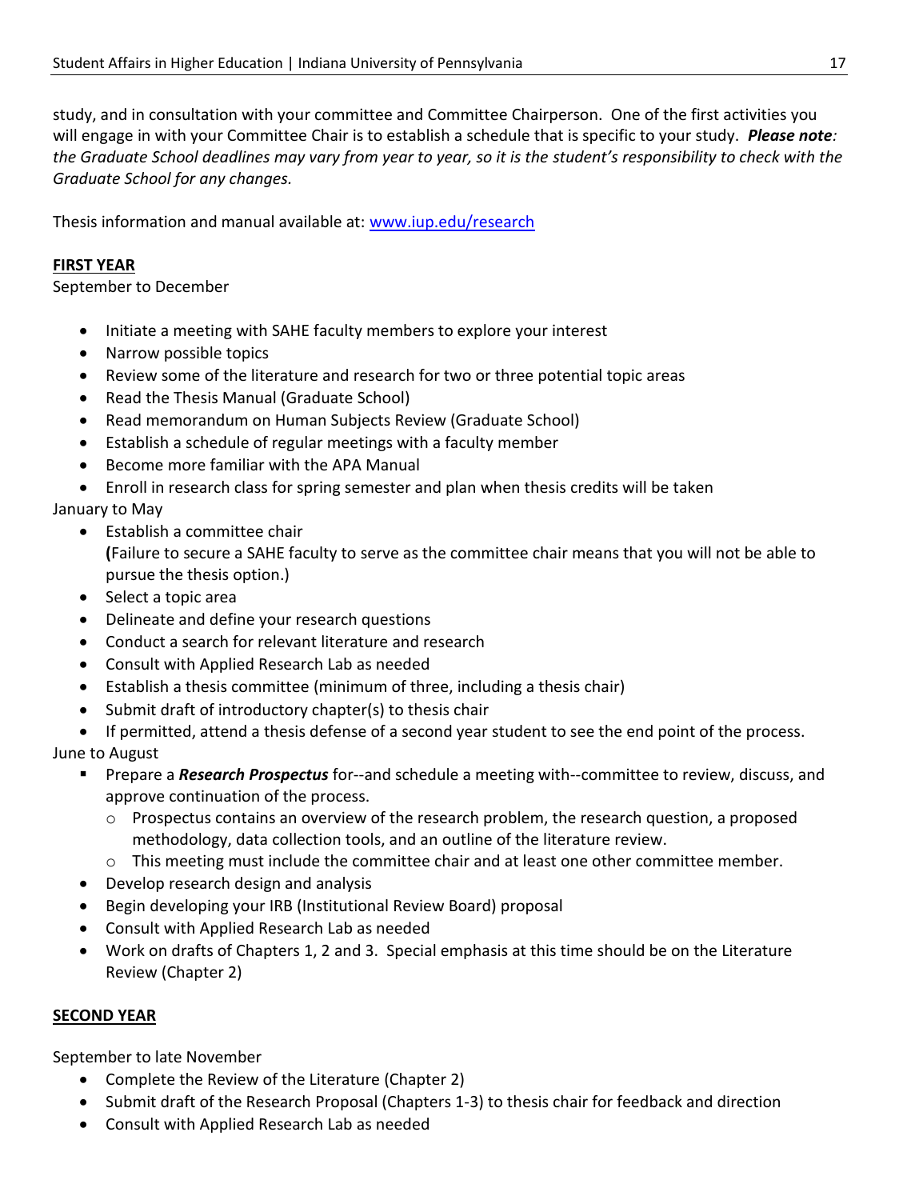study, and in consultation with your committee and Committee Chairperson. One of the first activities you will engage in with your Committee Chair is to establish a schedule that is specific to your study. ***Please note**: the Graduate School deadlines may vary from year to year, so it is the student's responsibility to check with the Graduate School for any changes.*

Thesis information and manual available at: [www.iup.edu/research](http://www.iup.edu/research)

**FIRST YEAR**

September to December

- Initiate a meeting with SAHE faculty members to explore your interest
- Narrow possible topics
- Review some of the literature and research for two or three potential topic areas
- Read the Thesis Manual (Graduate School)
- Read memorandum on Human Subjects Review (Graduate School)
- Establish a schedule of regular meetings with a faculty member
- Become more familiar with the APA Manual
- Enroll in research class for spring semester and plan when thesis credits will be taken

January to May

- Establish a committee chair
  **(**Failure to secure a SAHE faculty to serve as the committee chair means that you will not be able to pursue the thesis option.)
- Select a topic area
- Delineate and define your research questions
- Conduct a search for relevant literature and research
- Consult with Applied Research Lab as needed
- Establish a thesis committee (minimum of three, including a thesis chair)
- Submit draft of introductory chapter(s) to thesis chair
- If permitted, attend a thesis defense of a second year student to see the end point of the process.

June to August

- Prepare a ***Research Prospectus*** for--and schedule a meeting with--committee to review, discuss, and approve continuation of the process.
  - Prospectus contains an overview of the research problem, the research question, a proposed methodology, data collection tools, and an outline of the literature review.
  - This meeting must include the committee chair and at least one other committee member.
- Develop research design and analysis
- Begin developing your IRB (Institutional Review Board) proposal
- Consult with Applied Research Lab as needed
- Work on drafts of Chapters 1, 2 and 3. Special emphasis at this time should be on the Literature Review (Chapter 2)

**SECOND YEAR**

September to late November

- Complete the Review of the Literature (Chapter 2)
- Submit draft of the Research Proposal (Chapters 1-3) to thesis chair for feedback and direction
- Consult with Applied Research Lab as needed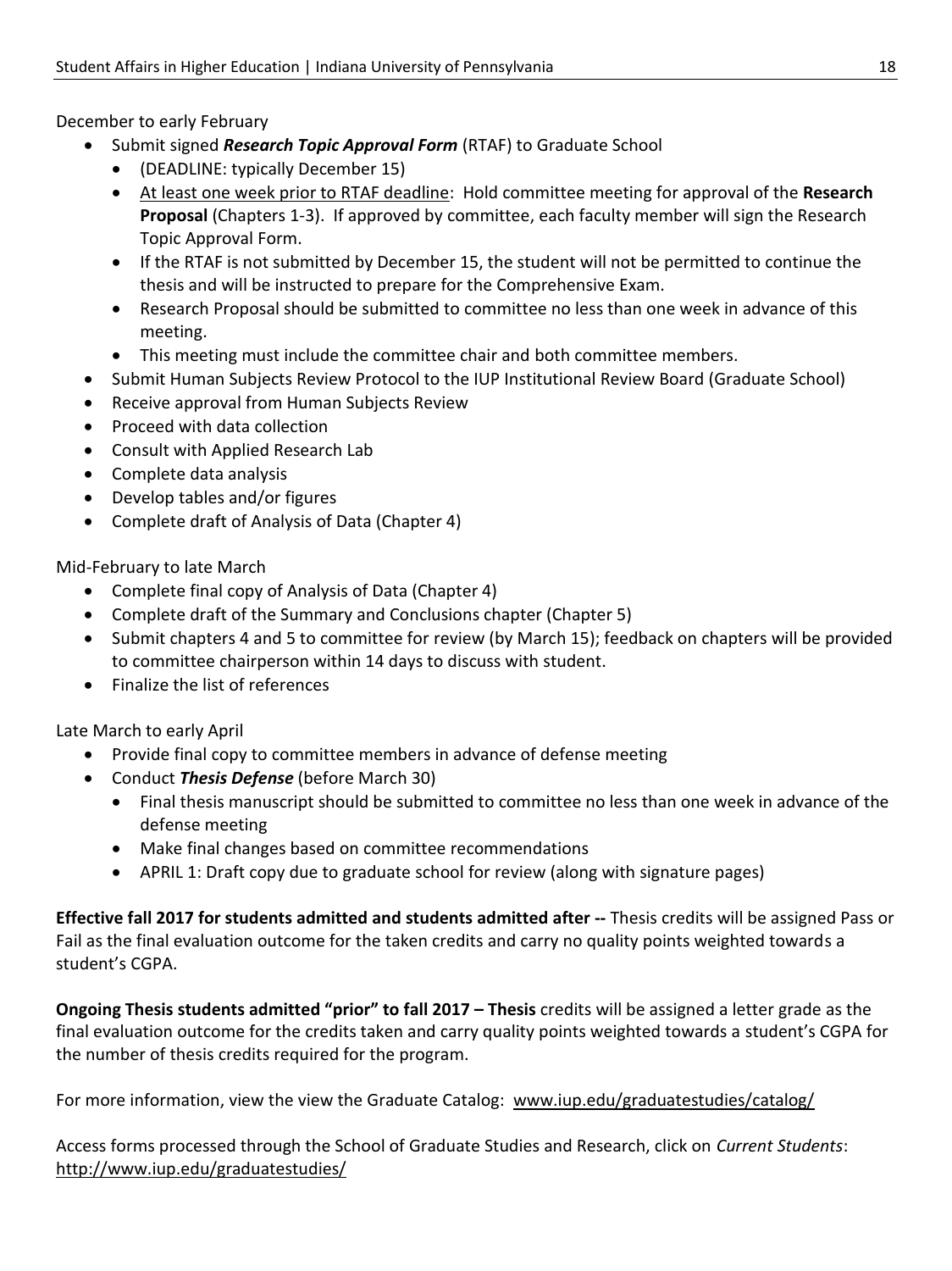December to early February

- Submit signed ***Research Topic Approval Form*** (RTAF) to Graduate School
  - (DEADLINE: typically December 15)
  - At least one week prior to RTAF deadline: Hold committee meeting for approval of the **Research Proposal** (Chapters 1-3). If approved by committee, each faculty member will sign the Research Topic Approval Form.
  - If the RTAF is not submitted by December 15, the student will not be permitted to continue the thesis and will be instructed to prepare for the Comprehensive Exam.
  - Research Proposal should be submitted to committee no less than one week in advance of this meeting.
  - This meeting must include the committee chair and both committee members.
- Submit Human Subjects Review Protocol to the IUP Institutional Review Board (Graduate School)
- Receive approval from Human Subjects Review
- Proceed with data collection
- Consult with Applied Research Lab
- Complete data analysis
- Develop tables and/or figures
- Complete draft of Analysis of Data (Chapter 4)

Mid-February to late March

- Complete final copy of Analysis of Data (Chapter 4)
- Complete draft of the Summary and Conclusions chapter (Chapter 5)
- Submit chapters 4 and 5 to committee for review (by March 15); feedback on chapters will be provided to committee chairperson within 14 days to discuss with student.
- Finalize the list of references

Late March to early April

- Provide final copy to committee members in advance of defense meeting
- Conduct ***Thesis Defense*** (before March 30)
  - Final thesis manuscript should be submitted to committee no less than one week in advance of the defense meeting
  - Make final changes based on committee recommendations
  - APRIL 1: Draft copy due to graduate school for review (along with signature pages)

**Effective fall 2017 for students admitted and students admitted after --** Thesis credits will be assigned Pass or Fail as the final evaluation outcome for the taken credits and carry no quality points weighted towards a student's CGPA.

**Ongoing Thesis students admitted "prior" to fall 2017 – Thesis** credits will be assigned a letter grade as the final evaluation outcome for the credits taken and carry quality points weighted towards a student's CGPA for the number of thesis credits required for the program.

For more information, view the view the Graduate Catalog: www.iup.edu/graduatestudies/catalog/

Access forms processed through the School of Graduate Studies and Research, click on *Current Students*: http://www.iup.edu/graduatestudies/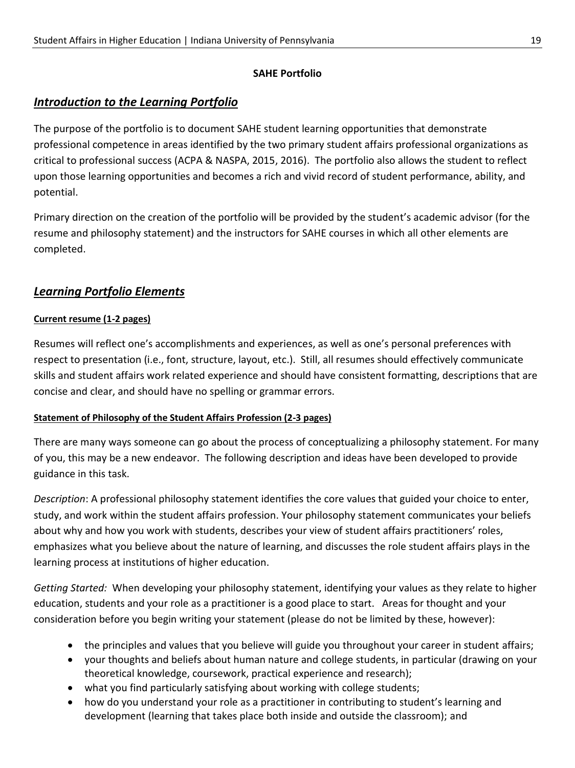**SAHE Portfolio**

## *Introduction to the Learning Portfolio*

The purpose of the portfolio is to document SAHE student learning opportunities that demonstrate professional competence in areas identified by the two primary student affairs professional organizations as critical to professional success (ACPA & NASPA, 2015, 2016). The portfolio also allows the student to reflect upon those learning opportunities and becomes a rich and vivid record of student performance, ability, and potential.

Primary direction on the creation of the portfolio will be provided by the student's academic advisor (for the resume and philosophy statement) and the instructors for SAHE courses in which all other elements are completed.

## *Learning Portfolio Elements*

### Current resume (1-2 pages)

Resumes will reflect one's accomplishments and experiences, as well as one's personal preferences with respect to presentation (i.e., font, structure, layout, etc.). Still, all resumes should effectively communicate skills and student affairs work related experience and should have consistent formatting, descriptions that are concise and clear, and should have no spelling or grammar errors.

### Statement of Philosophy of the Student Affairs Profession (2-3 pages)

There are many ways someone can go about the process of conceptualizing a philosophy statement. For many of you, this may be a new endeavor. The following description and ideas have been developed to provide guidance in this task.

*Description*: A professional philosophy statement identifies the core values that guided your choice to enter, study, and work within the student affairs profession. Your philosophy statement communicates your beliefs about why and how you work with students, describes your view of student affairs practitioners' roles, emphasizes what you believe about the nature of learning, and discusses the role student affairs plays in the learning process at institutions of higher education.

*Getting Started:* When developing your philosophy statement, identifying your values as they relate to higher education, students and your role as a practitioner is a good place to start. Areas for thought and your consideration before you begin writing your statement (please do not be limited by these, however):

- the principles and values that you believe will guide you throughout your career in student affairs;
- your thoughts and beliefs about human nature and college students, in particular (drawing on your theoretical knowledge, coursework, practical experience and research);
- what you find particularly satisfying about working with college students;
- how do you understand your role as a practitioner in contributing to student's learning and development (learning that takes place both inside and outside the classroom); and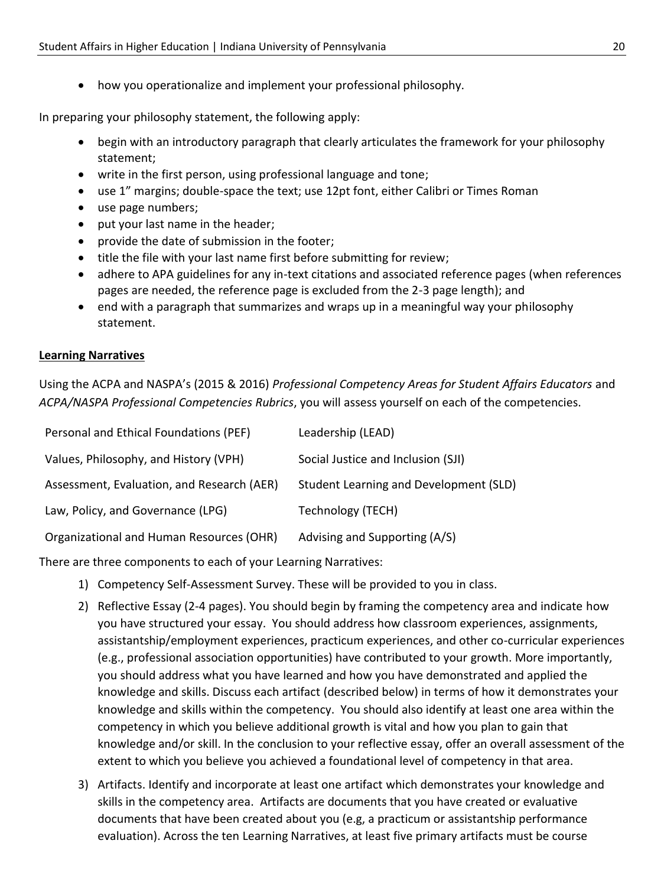- how you operationalize and implement your professional philosophy.

In preparing your philosophy statement, the following apply:

- begin with an introductory paragraph that clearly articulates the framework for your philosophy statement;
- write in the first person, using professional language and tone;
- use 1" margins; double-space the text; use 12pt font, either Calibri or Times Roman
- use page numbers;
- put your last name in the header;
- provide the date of submission in the footer;
- title the file with your last name first before submitting for review;
- adhere to APA guidelines for any in-text citations and associated reference pages (when references pages are needed, the reference page is excluded from the 2-3 page length); and
- end with a paragraph that summarizes and wraps up in a meaningful way your philosophy statement.

**Learning Narratives**

Using the ACPA and NASPA's (2015 & 2016) *Professional Competency Areas for Student Affairs Educators* and *ACPA/NASPA Professional Competencies Rubrics*, you will assess yourself on each of the competencies.

| | |
|---|---|
| Personal and Ethical Foundations (PEF) | Leadership (LEAD) |
| Values, Philosophy, and History (VPH) | Social Justice and Inclusion (SJI) |
| Assessment, Evaluation, and Research (AER) | Student Learning and Development (SLD) |
| Law, Policy, and Governance (LPG) | Technology (TECH) |
| Organizational and Human Resources (OHR) | Advising and Supporting (A/S) |

There are three components to each of your Learning Narratives:

1) Competency Self-Assessment Survey. These will be provided to you in class.
2) Reflective Essay (2-4 pages). You should begin by framing the competency area and indicate how you have structured your essay. You should address how classroom experiences, assignments, assistantship/employment experiences, practicum experiences, and other co-curricular experiences (e.g., professional association opportunities) have contributed to your growth. More importantly, you should address what you have learned and how you have demonstrated and applied the knowledge and skills. Discuss each artifact (described below) in terms of how it demonstrates your knowledge and skills within the competency. You should also identify at least one area within the competency in which you believe additional growth is vital and how you plan to gain that knowledge and/or skill. In the conclusion to your reflective essay, offer an overall assessment of the extent to which you believe you achieved a foundational level of competency in that area.
3) Artifacts. Identify and incorporate at least one artifact which demonstrates your knowledge and skills in the competency area. Artifacts are documents that you have created or evaluative documents that have been created about you (e.g, a practicum or assistantship performance evaluation). Across the ten Learning Narratives, at least five primary artifacts must be course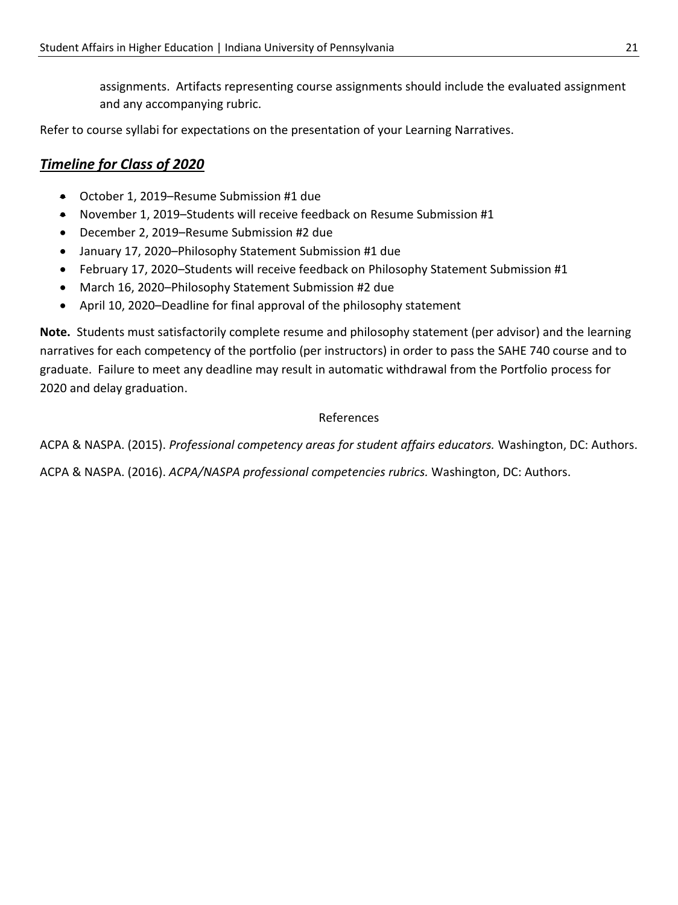assignments. Artifacts representing course assignments should include the evaluated assignment and any accompanying rubric.

Refer to course syllabi for expectations on the presentation of your Learning Narratives.

## ***Timeline for Class of 2020***

- October 1, 2019–Resume Submission #1 due
- November 1, 2019–Students will receive feedback on Resume Submission #1
- December 2, 2019–Resume Submission #2 due
- January 17, 2020–Philosophy Statement Submission #1 due
- February 17, 2020–Students will receive feedback on Philosophy Statement Submission #1
- March 16, 2020–Philosophy Statement Submission #2 due
- April 10, 2020–Deadline for final approval of the philosophy statement

**Note.** Students must satisfactorily complete resume and philosophy statement (per advisor) and the learning narratives for each competency of the portfolio (per instructors) in order to pass the SAHE 740 course and to graduate. Failure to meet any deadline may result in automatic withdrawal from the Portfolio process for 2020 and delay graduation.

References

ACPA & NASPA. (2015). *Professional competency areas for student affairs educators.* Washington, DC: Authors.

ACPA & NASPA. (2016). *ACPA/NASPA professional competencies rubrics.* Washington, DC: Authors.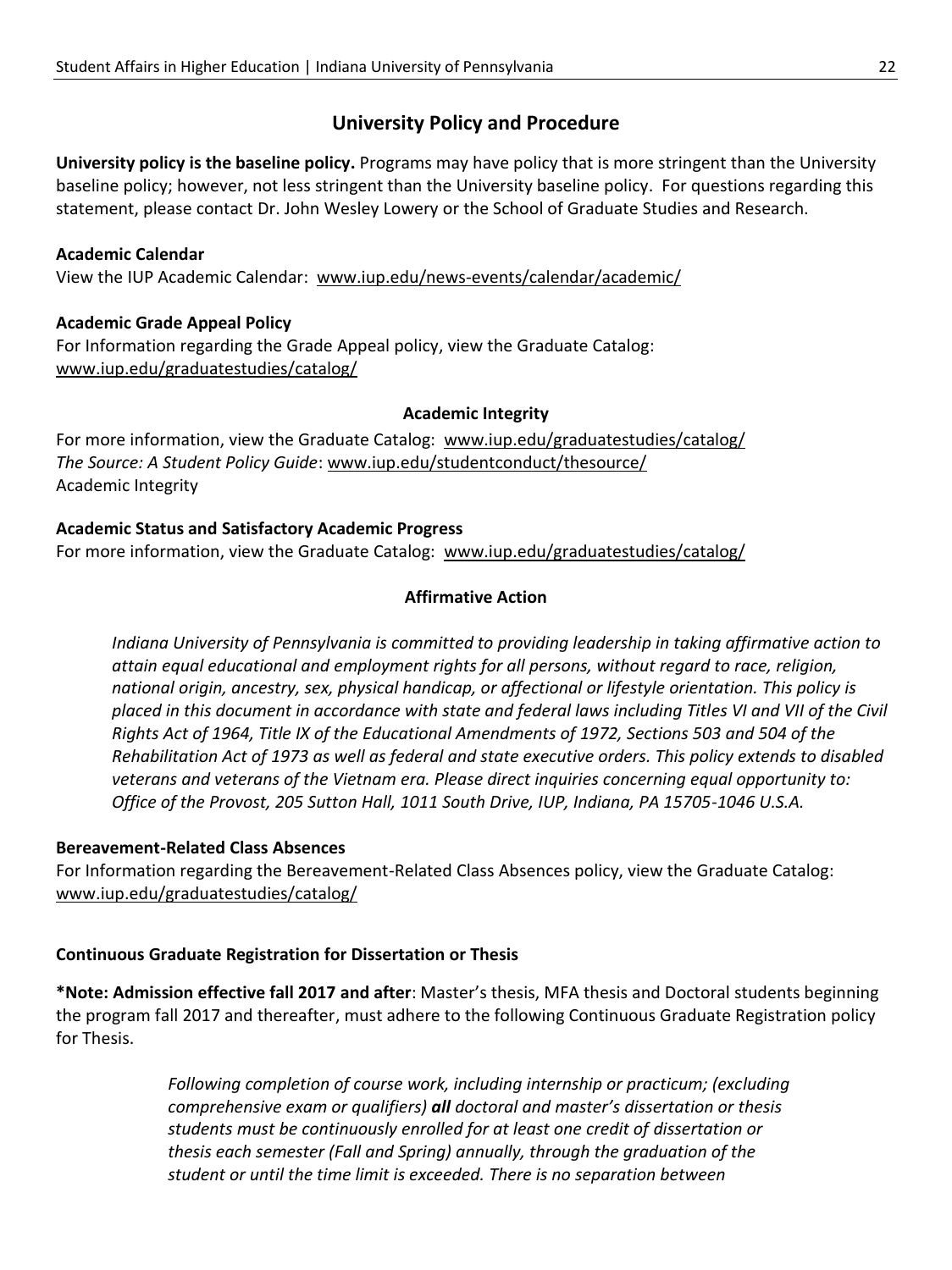## University Policy and Procedure

**University policy is the baseline policy.** Programs may have policy that is more stringent than the University baseline policy; however, not less stringent than the University baseline policy. For questions regarding this statement, please contact Dr. John Wesley Lowery or the School of Graduate Studies and Research.

**Academic Calendar**

View the IUP Academic Calendar: www.iup.edu/news-events/calendar/academic/

**Academic Grade Appeal Policy**

For Information regarding the Grade Appeal policy, view the Graduate Catalog: www.iup.edu/graduatestudies/catalog/

**Academic Integrity**

For more information, view the Graduate Catalog: www.iup.edu/graduatestudies/catalog/
*The Source: A Student Policy Guide*: www.iup.edu/studentconduct/thesource/
Academic Integrity

**Academic Status and Satisfactory Academic Progress**

For more information, view the Graduate Catalog: www.iup.edu/graduatestudies/catalog/

**Affirmative Action**

> *Indiana University of Pennsylvania is committed to providing leadership in taking affirmative action to attain equal educational and employment rights for all persons, without regard to race, religion, national origin, ancestry, sex, physical handicap, or affectional or lifestyle orientation. This policy is placed in this document in accordance with state and federal laws including Titles VI and VII of the Civil Rights Act of 1964, Title IX of the Educational Amendments of 1972, Sections 503 and 504 of the Rehabilitation Act of 1973 as well as federal and state executive orders. This policy extends to disabled veterans and veterans of the Vietnam era. Please direct inquiries concerning equal opportunity to: Office of the Provost, 205 Sutton Hall, 1011 South Drive, IUP, Indiana, PA 15705-1046 U.S.A.*

**Bereavement-Related Class Absences**

For Information regarding the Bereavement-Related Class Absences policy, view the Graduate Catalog: www.iup.edu/graduatestudies/catalog/

**Continuous Graduate Registration for Dissertation or Thesis**

**\*Note: Admission effective fall 2017 and after**: Master's thesis, MFA thesis and Doctoral students beginning the program fall 2017 and thereafter, must adhere to the following Continuous Graduate Registration policy for Thesis.

> *Following completion of course work, including internship or practicum; (excluding comprehensive exam or qualifiers)* ***all*** *doctoral and master's dissertation or thesis students must be continuously enrolled for at least one credit of dissertation or thesis each semester (Fall and Spring) annually, through the graduation of the student or until the time limit is exceeded. There is no separation between*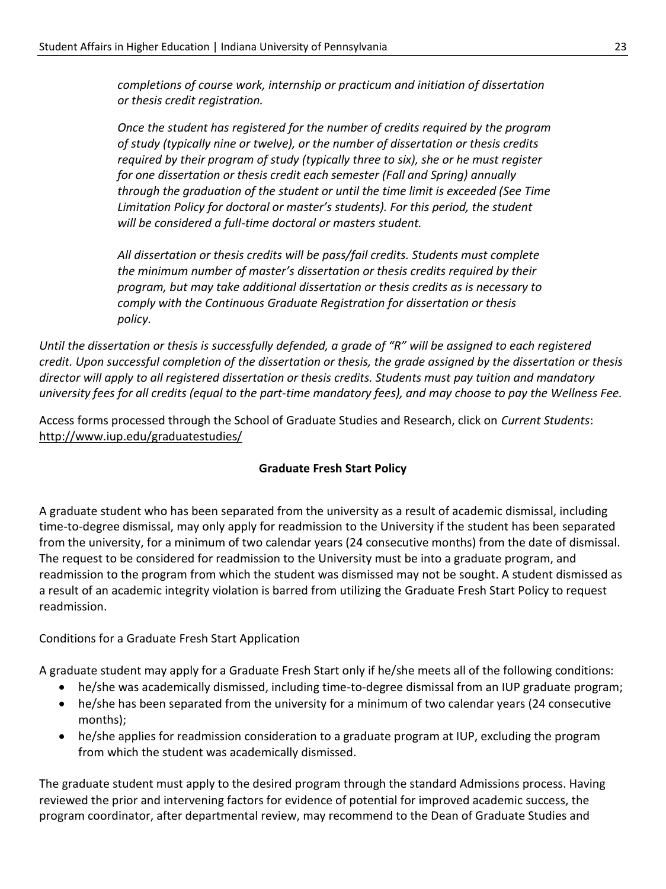*completions of course work, internship or practicum and initiation of dissertation or thesis credit registration.*

*Once the student has registered for the number of credits required by the program of study (typically nine or twelve), or the number of dissertation or thesis credits required by their program of study (typically three to six), she or he must register for one dissertation or thesis credit each semester (Fall and Spring) annually through the graduation of the student or until the time limit is exceeded (See Time Limitation Policy for doctoral or master's students). For this period, the student will be considered a full-time doctoral or masters student.*

*All dissertation or thesis credits will be pass/fail credits. Students must complete the minimum number of master's dissertation or thesis credits required by their program, but may take additional dissertation or thesis credits as is necessary to comply with the Continuous Graduate Registration for dissertation or thesis policy.*

*Until the dissertation or thesis is successfully defended, a grade of "R" will be assigned to each registered credit. Upon successful completion of the dissertation or thesis, the grade assigned by the dissertation or thesis director will apply to all registered dissertation or thesis credits. Students must pay tuition and mandatory university fees for all credits (equal to the part-time mandatory fees), and may choose to pay the Wellness Fee.*

Access forms processed through the School of Graduate Studies and Research, click on *Current Students*: http://www.iup.edu/graduatestudies/

## Graduate Fresh Start Policy

A graduate student who has been separated from the university as a result of academic dismissal, including time-to-degree dismissal, may only apply for readmission to the University if the student has been separated from the university, for a minimum of two calendar years (24 consecutive months) from the date of dismissal. The request to be considered for readmission to the University must be into a graduate program, and readmission to the program from which the student was dismissed may not be sought. A student dismissed as a result of an academic integrity violation is barred from utilizing the Graduate Fresh Start Policy to request readmission.

Conditions for a Graduate Fresh Start Application

A graduate student may apply for a Graduate Fresh Start only if he/she meets all of the following conditions:

- he/she was academically dismissed, including time-to-degree dismissal from an IUP graduate program;
- he/she has been separated from the university for a minimum of two calendar years (24 consecutive months);
- he/she applies for readmission consideration to a graduate program at IUP, excluding the program from which the student was academically dismissed.

The graduate student must apply to the desired program through the standard Admissions process. Having reviewed the prior and intervening factors for evidence of potential for improved academic success, the program coordinator, after departmental review, may recommend to the Dean of Graduate Studies and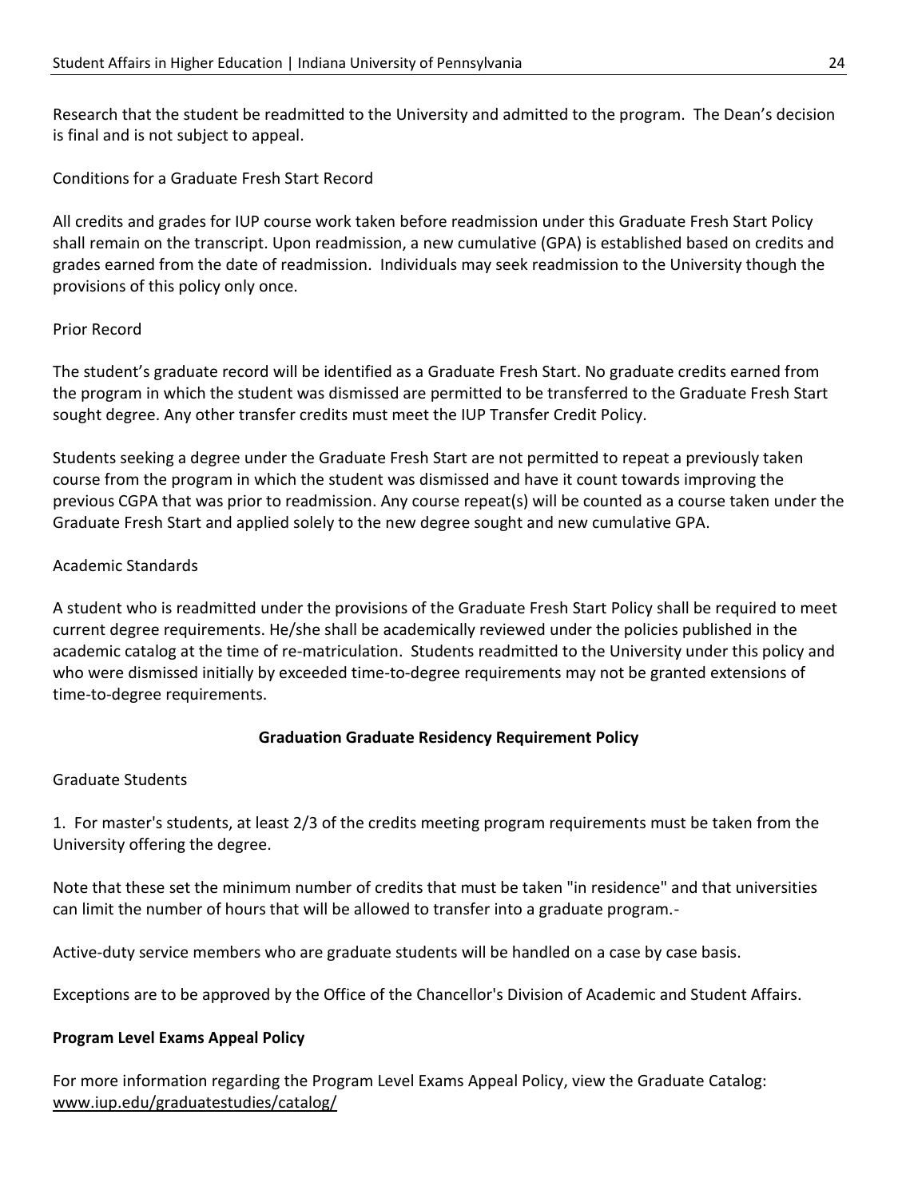Research that the student be readmitted to the University and admitted to the program. The Dean's decision is final and is not subject to appeal.

Conditions for a Graduate Fresh Start Record

All credits and grades for IUP course work taken before readmission under this Graduate Fresh Start Policy shall remain on the transcript. Upon readmission, a new cumulative (GPA) is established based on credits and grades earned from the date of readmission. Individuals may seek readmission to the University though the provisions of this policy only once.

Prior Record

The student's graduate record will be identified as a Graduate Fresh Start. No graduate credits earned from the program in which the student was dismissed are permitted to be transferred to the Graduate Fresh Start sought degree. Any other transfer credits must meet the IUP Transfer Credit Policy.

Students seeking a degree under the Graduate Fresh Start are not permitted to repeat a previously taken course from the program in which the student was dismissed and have it count towards improving the previous CGPA that was prior to readmission. Any course repeat(s) will be counted as a course taken under the Graduate Fresh Start and applied solely to the new degree sought and new cumulative GPA.

Academic Standards

A student who is readmitted under the provisions of the Graduate Fresh Start Policy shall be required to meet current degree requirements. He/she shall be academically reviewed under the policies published in the academic catalog at the time of re-matriculation. Students readmitted to the University under this policy and who were dismissed initially by exceeded time-to-degree requirements may not be granted extensions of time-to-degree requirements.

## Graduation Graduate Residency Requirement Policy

Graduate Students

1. For master's students, at least 2/3 of the credits meeting program requirements must be taken from the University offering the degree.

Note that these set the minimum number of credits that must be taken "in residence" and that universities can limit the number of hours that will be allowed to transfer into a graduate program.-

Active-duty service members who are graduate students will be handled on a case by case basis.

Exceptions are to be approved by the Office of the Chancellor's Division of Academic and Student Affairs.

## Program Level Exams Appeal Policy

For more information regarding the Program Level Exams Appeal Policy, view the Graduate Catalog: www.iup.edu/graduatestudies/catalog/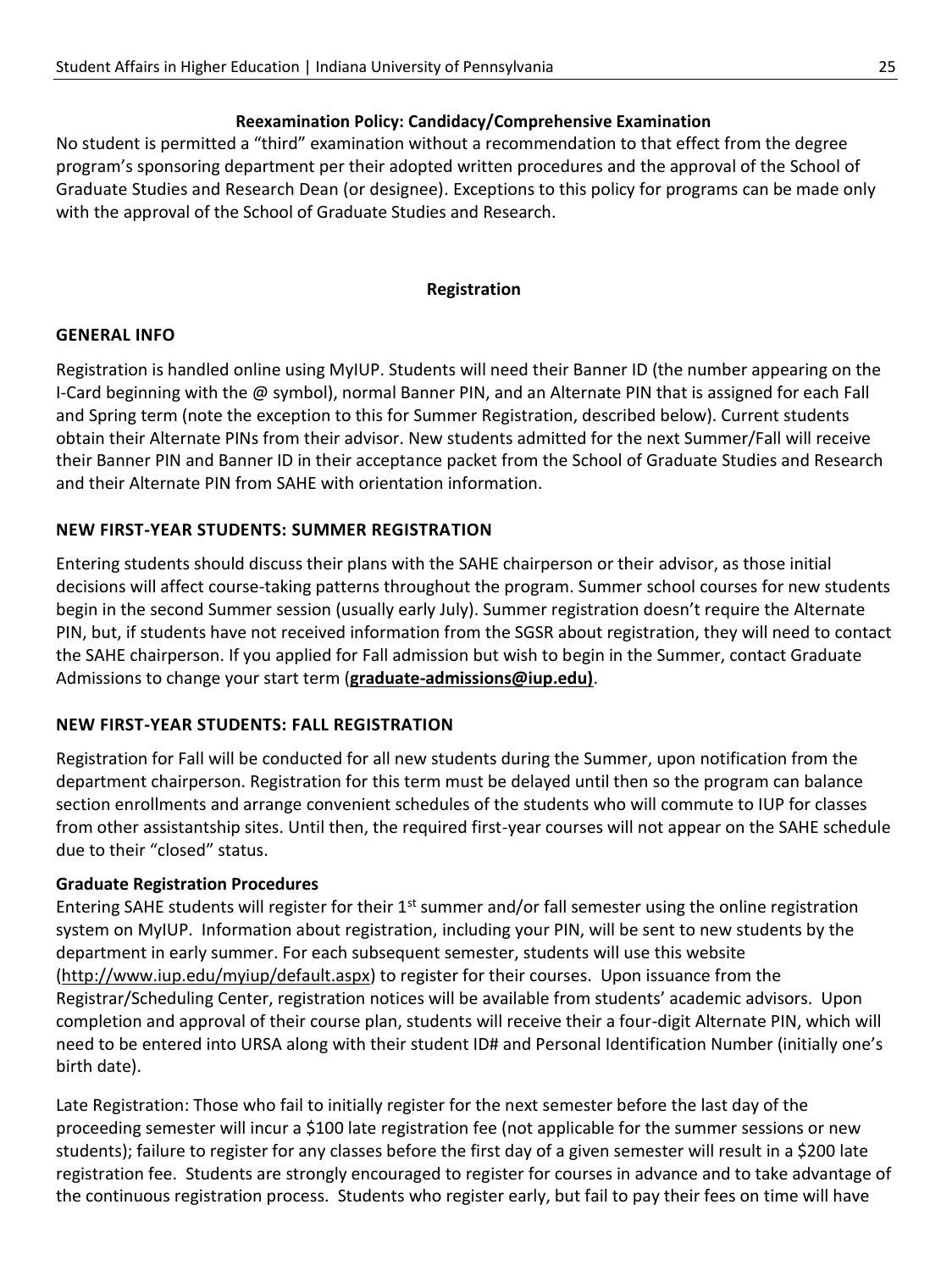### Reexamination Policy: Candidacy/Comprehensive Examination

No student is permitted a "third" examination without a recommendation to that effect from the degree program's sponsoring department per their adopted written procedures and the approval of the School of Graduate Studies and Research Dean (or designee). Exceptions to this policy for programs can be made only with the approval of the School of Graduate Studies and Research.

## Registration

### GENERAL INFO

Registration is handled online using MyIUP. Students will need their Banner ID (the number appearing on the I-Card beginning with the @ symbol), normal Banner PIN, and an Alternate PIN that is assigned for each Fall and Spring term (note the exception to this for Summer Registration, described below). Current students obtain their Alternate PINs from their advisor. New students admitted for the next Summer/Fall will receive their Banner PIN and Banner ID in their acceptance packet from the School of Graduate Studies and Research and their Alternate PIN from SAHE with orientation information.

### NEW FIRST-YEAR STUDENTS: SUMMER REGISTRATION

Entering students should discuss their plans with the SAHE chairperson or their advisor, as those initial decisions will affect course-taking patterns throughout the program. Summer school courses for new students begin in the second Summer session (usually early July). Summer registration doesn't require the Alternate PIN, but, if students have not received information from the SGSR about registration, they will need to contact the SAHE chairperson. If you applied for Fall admission but wish to begin in the Summer, contact Graduate Admissions to change your start term (**graduate-admissions@iup.edu)**.

### NEW FIRST-YEAR STUDENTS: FALL REGISTRATION

Registration for Fall will be conducted for all new students during the Summer, upon notification from the department chairperson. Registration for this term must be delayed until then so the program can balance section enrollments and arrange convenient schedules of the students who will commute to IUP for classes from other assistantship sites. Until then, the required first-year courses will not appear on the SAHE schedule due to their "closed" status.

**Graduate Registration Procedures**

Entering SAHE students will register for their 1st summer and/or fall semester using the online registration system on MyIUP. Information about registration, including your PIN, will be sent to new students by the department in early summer. For each subsequent semester, students will use this website (http://www.iup.edu/myiup/default.aspx) to register for their courses. Upon issuance from the Registrar/Scheduling Center, registration notices will be available from students' academic advisors. Upon completion and approval of their course plan, students will receive their a four-digit Alternate PIN, which will need to be entered into URSA along with their student ID# and Personal Identification Number (initially one's birth date).

Late Registration: Those who fail to initially register for the next semester before the last day of the proceeding semester will incur a $100 late registration fee (not applicable for the summer sessions or new students); failure to register for any classes before the first day of a given semester will result in a $200 late registration fee. Students are strongly encouraged to register for courses in advance and to take advantage of the continuous registration process. Students who register early, but fail to pay their fees on time will have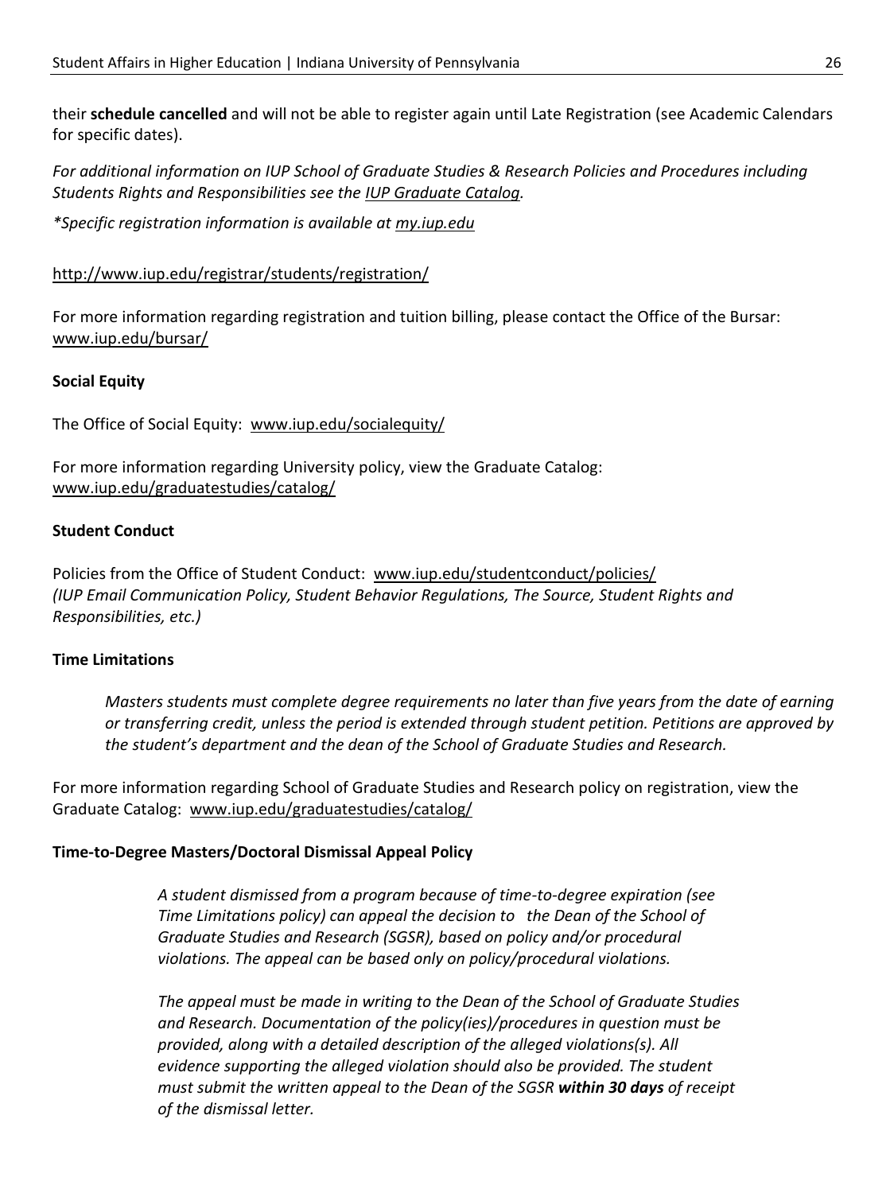their **schedule cancelled** and will not be able to register again until Late Registration (see Academic Calendars for specific dates).

*For additional information on IUP School of Graduate Studies & Research Policies and Procedures including Students Rights and Responsibilities see the IUP Graduate Catalog.*

*\*Specific registration information is available at my.iup.edu*

http://www.iup.edu/registrar/students/registration/

For more information regarding registration and tuition billing, please contact the Office of the Bursar: www.iup.edu/bursar/

**Social Equity**

The Office of Social Equity: www.iup.edu/socialequity/

For more information regarding University policy, view the Graduate Catalog: www.iup.edu/graduatestudies/catalog/

**Student Conduct**

Policies from the Office of Student Conduct: www.iup.edu/studentconduct/policies/
*(IUP Email Communication Policy, Student Behavior Regulations, The Source, Student Rights and Responsibilities, etc.)*

**Time Limitations**

> *Masters students must complete degree requirements no later than five years from the date of earning or transferring credit, unless the period is extended through student petition. Petitions are approved by the student's department and the dean of the School of Graduate Studies and Research.*

For more information regarding School of Graduate Studies and Research policy on registration, view the Graduate Catalog: www.iup.edu/graduatestudies/catalog/

**Time-to-Degree Masters/Doctoral Dismissal Appeal Policy**

> *A student dismissed from a program because of time-to-degree expiration (see Time Limitations policy) can appeal the decision to the Dean of the School of Graduate Studies and Research (SGSR), based on policy and/or procedural violations. The appeal can be based only on policy/procedural violations.*
>
> *The appeal must be made in writing to the Dean of the School of Graduate Studies and Research. Documentation of the policy(ies)/procedures in question must be provided, along with a detailed description of the alleged violations(s). All evidence supporting the alleged violation should also be provided. The student must submit the written appeal to the Dean of the SGSR **within 30 days** of receipt of the dismissal letter.*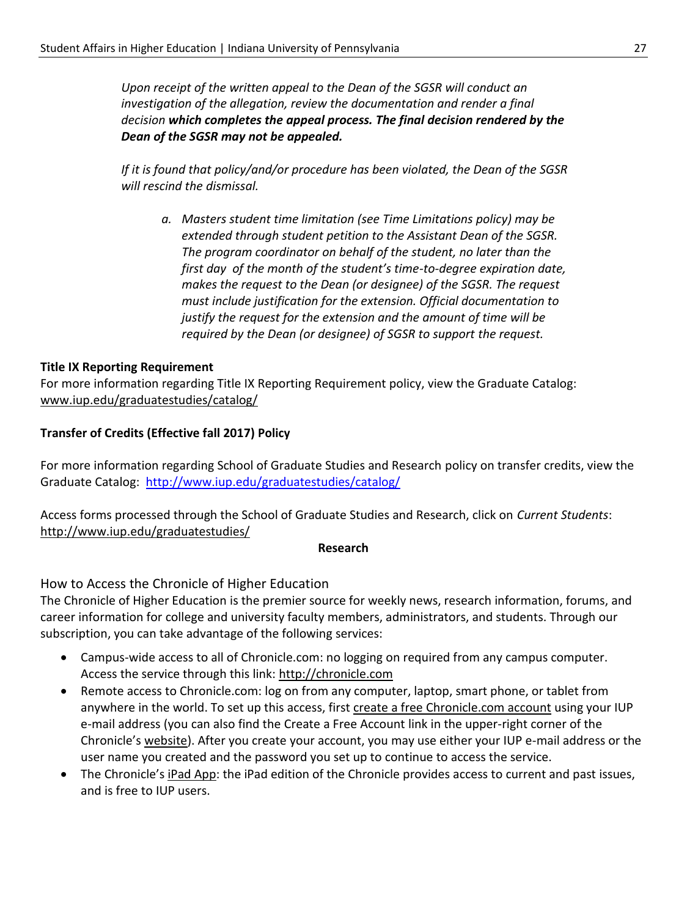*Upon receipt of the written appeal to the Dean of the SGSR will conduct an investigation of the allegation, review the documentation and render a final decision **which completes the appeal process. The final decision rendered by the Dean of the SGSR may not be appealed.***

*If it is found that policy/and/or procedure has been violated, the Dean of the SGSR will rescind the dismissal.*

> a. *Masters student time limitation (see Time Limitations policy) may be extended through student petition to the Assistant Dean of the SGSR. The program coordinator on behalf of the student, no later than the first day of the month of the student's time-to-degree expiration date, makes the request to the Dean (or designee) of the SGSR. The request must include justification for the extension. Official documentation to justify the request for the extension and the amount of time will be required by the Dean (or designee) of SGSR to support the request.*

**Title IX Reporting Requirement**

For more information regarding Title IX Reporting Requirement policy, view the Graduate Catalog: www.iup.edu/graduatestudies/catalog/

**Transfer of Credits (Effective fall 2017) Policy**

For more information regarding School of Graduate Studies and Research policy on transfer credits, view the Graduate Catalog: http://www.iup.edu/graduatestudies/catalog/

Access forms processed through the School of Graduate Studies and Research, click on *Current Students*: http://www.iup.edu/graduatestudies/

## Research

### How to Access the Chronicle of Higher Education

The Chronicle of Higher Education is the premier source for weekly news, research information, forums, and career information for college and university faculty members, administrators, and students. Through our subscription, you can take advantage of the following services:

- Campus-wide access to all of Chronicle.com: no logging on required from any campus computer. Access the service through this link: http://chronicle.com
- Remote access to Chronicle.com: log on from any computer, laptop, smart phone, or tablet from anywhere in the world. To set up this access, first create a free Chronicle.com account using your IUP e-mail address (you can also find the Create a Free Account link in the upper-right corner of the Chronicle's website). After you create your account, you may use either your IUP e-mail address or the user name you created and the password you set up to continue to access the service.
- The Chronicle's iPad App: the iPad edition of the Chronicle provides access to current and past issues, and is free to IUP users.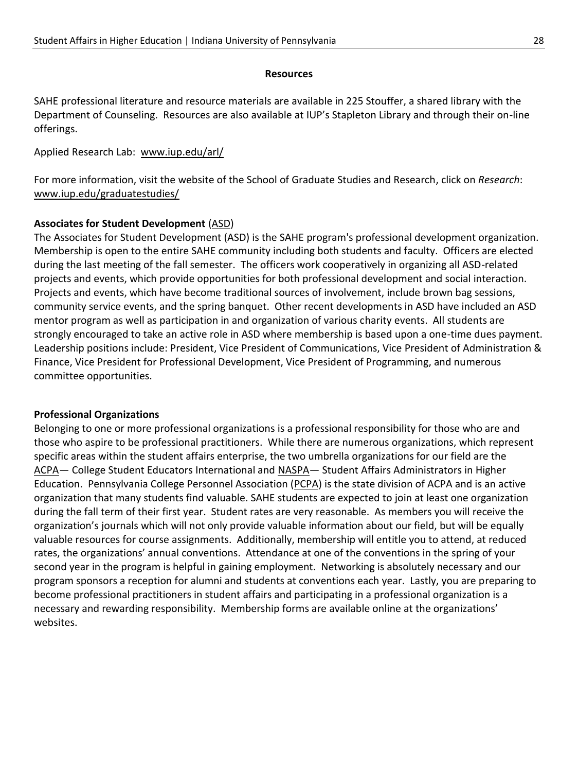## Resources

SAHE professional literature and resource materials are available in 225 Stouffer, a shared library with the Department of Counseling. Resources are also available at IUP's Stapleton Library and through their on-line offerings.

Applied Research Lab: www.iup.edu/arl/

For more information, visit the website of the School of Graduate Studies and Research, click on *Research*: www.iup.edu/graduatestudies/

**Associates for Student Development** (ASD)

The Associates for Student Development (ASD) is the SAHE program's professional development organization. Membership is open to the entire SAHE community including both students and faculty. Officers are elected during the last meeting of the fall semester. The officers work cooperatively in organizing all ASD-related projects and events, which provide opportunities for both professional development and social interaction. Projects and events, which have become traditional sources of involvement, include brown bag sessions, community service events, and the spring banquet. Other recent developments in ASD have included an ASD mentor program as well as participation in and organization of various charity events. All students are strongly encouraged to take an active role in ASD where membership is based upon a one-time dues payment. Leadership positions include: President, Vice President of Communications, Vice President of Administration & Finance, Vice President for Professional Development, Vice President of Programming, and numerous committee opportunities.

**Professional Organizations**

Belonging to one or more professional organizations is a professional responsibility for those who are and those who aspire to be professional practitioners. While there are numerous organizations, which represent specific areas within the student affairs enterprise, the two umbrella organizations for our field are the ACPA— College Student Educators International and NASPA— Student Affairs Administrators in Higher Education. Pennsylvania College Personnel Association (PCPA) is the state division of ACPA and is an active organization that many students find valuable. SAHE students are expected to join at least one organization during the fall term of their first year. Student rates are very reasonable. As members you will receive the organization's journals which will not only provide valuable information about our field, but will be equally valuable resources for course assignments. Additionally, membership will entitle you to attend, at reduced rates, the organizations' annual conventions. Attendance at one of the conventions in the spring of your second year in the program is helpful in gaining employment. Networking is absolutely necessary and our program sponsors a reception for alumni and students at conventions each year. Lastly, you are preparing to become professional practitioners in student affairs and participating in a professional organization is a necessary and rewarding responsibility. Membership forms are available online at the organizations' websites.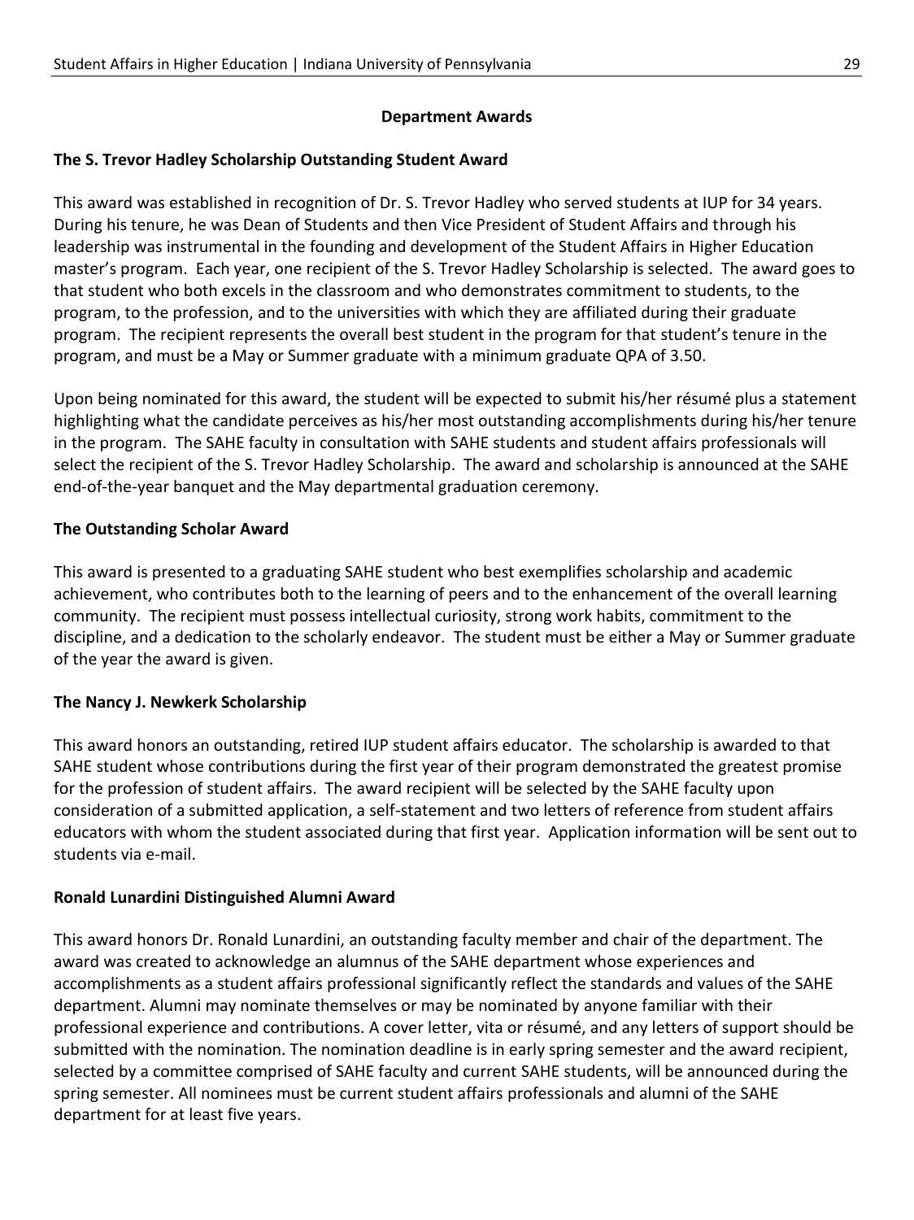## Department Awards

### The S. Trevor Hadley Scholarship Outstanding Student Award

This award was established in recognition of Dr. S. Trevor Hadley who served students at IUP for 34 years. During his tenure, he was Dean of Students and then Vice President of Student Affairs and through his leadership was instrumental in the founding and development of the Student Affairs in Higher Education master's program. Each year, one recipient of the S. Trevor Hadley Scholarship is selected. The award goes to that student who both excels in the classroom and who demonstrates commitment to students, to the program, to the profession, and to the universities with which they are affiliated during their graduate program. The recipient represents the overall best student in the program for that student's tenure in the program, and must be a May or Summer graduate with a minimum graduate QPA of 3.50.

Upon being nominated for this award, the student will be expected to submit his/her résumé plus a statement highlighting what the candidate perceives as his/her most outstanding accomplishments during his/her tenure in the program. The SAHE faculty in consultation with SAHE students and student affairs professionals will select the recipient of the S. Trevor Hadley Scholarship. The award and scholarship is announced at the SAHE end-of-the-year banquet and the May departmental graduation ceremony.

### The Outstanding Scholar Award

This award is presented to a graduating SAHE student who best exemplifies scholarship and academic achievement, who contributes both to the learning of peers and to the enhancement of the overall learning community. The recipient must possess intellectual curiosity, strong work habits, commitment to the discipline, and a dedication to the scholarly endeavor. The student must be either a May or Summer graduate of the year the award is given.

### The Nancy J. Newkerk Scholarship

This award honors an outstanding, retired IUP student affairs educator. The scholarship is awarded to that SAHE student whose contributions during the first year of their program demonstrated the greatest promise for the profession of student affairs. The award recipient will be selected by the SAHE faculty upon consideration of a submitted application, a self-statement and two letters of reference from student affairs educators with whom the student associated during that first year. Application information will be sent out to students via e-mail.

### Ronald Lunardini Distinguished Alumni Award

This award honors Dr. Ronald Lunardini, an outstanding faculty member and chair of the department. The award was created to acknowledge an alumnus of the SAHE department whose experiences and accomplishments as a student affairs professional significantly reflect the standards and values of the SAHE department. Alumni may nominate themselves or may be nominated by anyone familiar with their professional experience and contributions. A cover letter, vita or résumé, and any letters of support should be submitted with the nomination. The nomination deadline is in early spring semester and the award recipient, selected by a committee comprised of SAHE faculty and current SAHE students, will be announced during the spring semester. All nominees must be current student affairs professionals and alumni of the SAHE department for at least five years.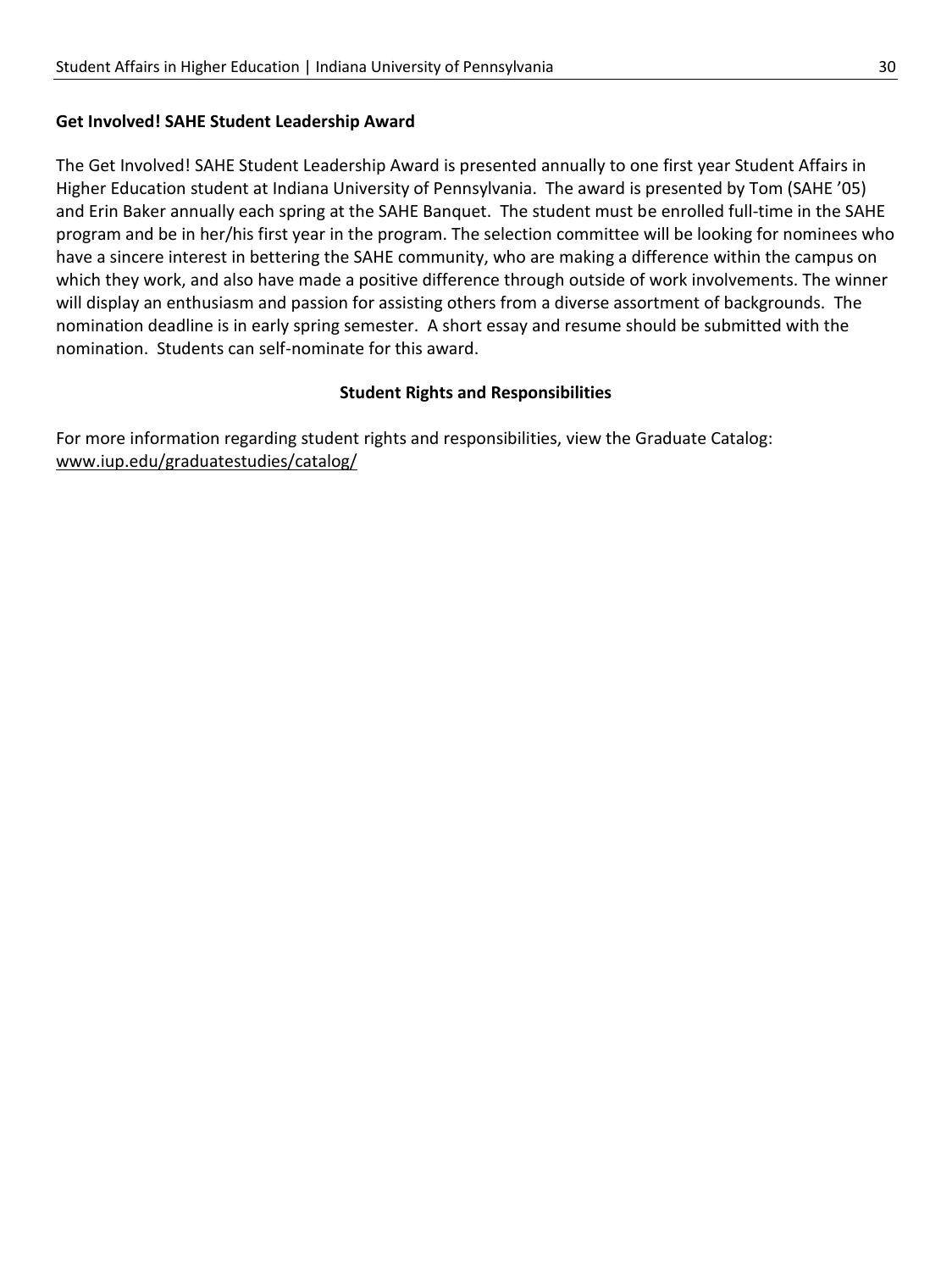**Get Involved! SAHE Student Leadership Award**

The Get Involved! SAHE Student Leadership Award is presented annually to one first year Student Affairs in Higher Education student at Indiana University of Pennsylvania. The award is presented by Tom (SAHE '05) and Erin Baker annually each spring at the SAHE Banquet. The student must be enrolled full-time in the SAHE program and be in her/his first year in the program. The selection committee will be looking for nominees who have a sincere interest in bettering the SAHE community, who are making a difference within the campus on which they work, and also have made a positive difference through outside of work involvements. The winner will display an enthusiasm and passion for assisting others from a diverse assortment of backgrounds. The nomination deadline is in early spring semester. A short essay and resume should be submitted with the nomination. Students can self-nominate for this award.

## Student Rights and Responsibilities

For more information regarding student rights and responsibilities, view the Graduate Catalog: www.iup.edu/graduatestudies/catalog/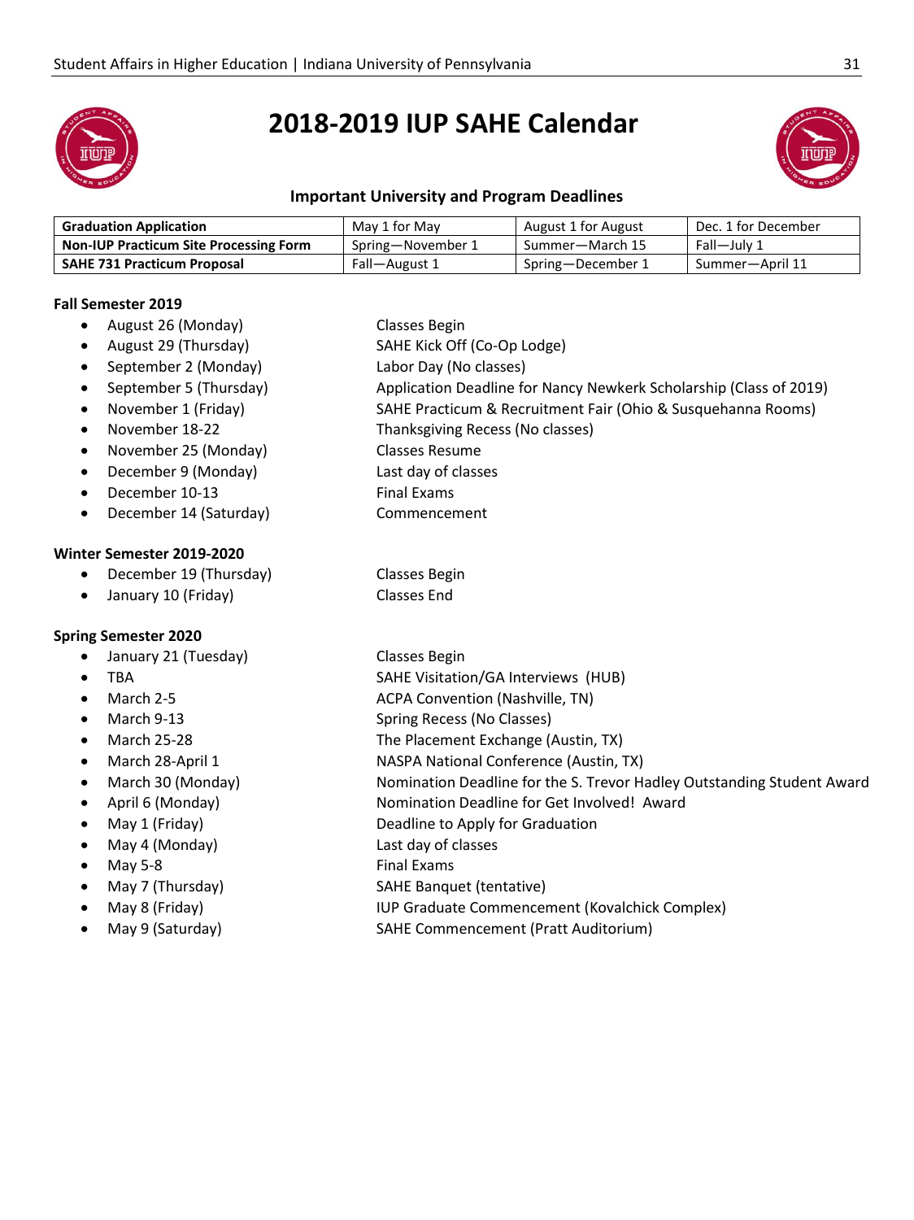# 2018-2019 IUP SAHE Calendar

### Important University and Program Deadlines

| Graduation Application | May 1 for May | August 1 for August | Dec. 1 for December |
|---|---|---|---|
| **Non-IUP Practicum Site Processing Form** | Spring—November 1 | Summer—March 15 | Fall—July 1 |
| **SAHE 731 Practicum Proposal** | Fall—August 1 | Spring—December 1 | Summer—April 11 |

**Fall Semester 2019**

- August 26 (Monday) — Classes Begin
- August 29 (Thursday) — SAHE Kick Off (Co-Op Lodge)
- September 2 (Monday) — Labor Day (No classes)
- September 5 (Thursday) — Application Deadline for Nancy Newkerk Scholarship (Class of 2019)
- November 1 (Friday) — SAHE Practicum & Recruitment Fair (Ohio & Susquehanna Rooms)
- November 18-22 — Thanksgiving Recess (No classes)
- November 25 (Monday) — Classes Resume
- December 9 (Monday) — Last day of classes
- December 10-13 — Final Exams
- December 14 (Saturday) — Commencement

**Winter Semester 2019-2020**

- December 19 (Thursday) — Classes Begin
- January 10 (Friday) — Classes End

**Spring Semester 2020**

- January 21 (Tuesday) — Classes Begin
- TBA — SAHE Visitation/GA Interviews (HUB)
- March 2-5 — ACPA Convention (Nashville, TN)
- March 9-13 — Spring Recess (No Classes)
- March 25-28 — The Placement Exchange (Austin, TX)
- March 28-April 1 — NASPA National Conference (Austin, TX)
- March 30 (Monday) — Nomination Deadline for the S. Trevor Hadley Outstanding Student Award
- April 6 (Monday) — Nomination Deadline for Get Involved! Award
- May 1 (Friday) — Deadline to Apply for Graduation
- May 4 (Monday) — Last day of classes
- May 5-8 — Final Exams
- May 7 (Thursday) — SAHE Banquet (tentative)
- May 8 (Friday) — IUP Graduate Commencement (Kovalchick Complex)
- May 9 (Saturday) — SAHE Commencement (Pratt Auditorium)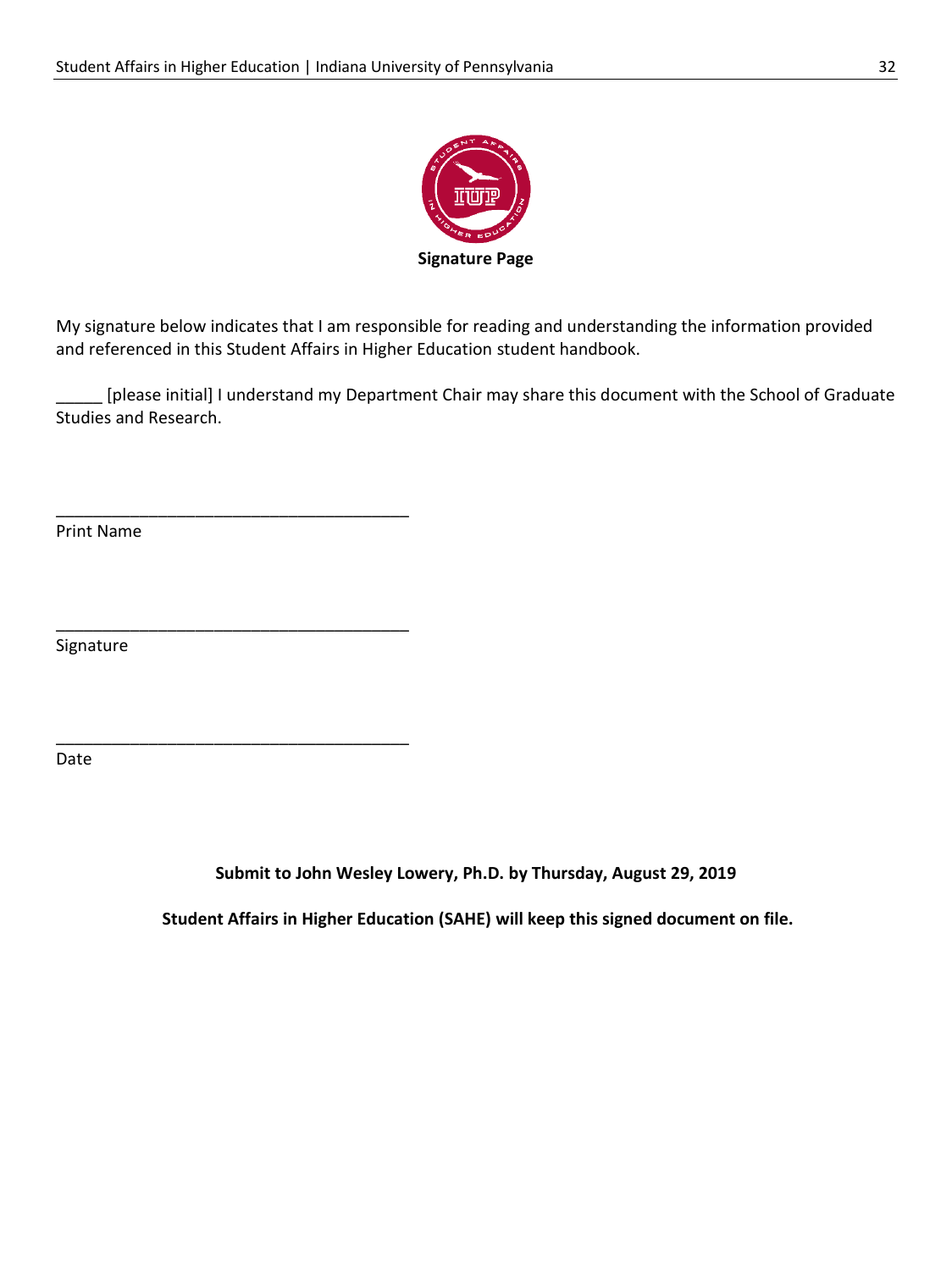**Signature Page**

My signature below indicates that I am responsible for reading and understanding the information provided and referenced in this Student Affairs in Higher Education student handbook.

_____ [please initial] I understand my Department Chair may share this document with the School of Graduate Studies and Research.

______________________________________

Print Name

______________________________________

Signature

______________________________________

Date

**Submit to John Wesley Lowery, Ph.D. by Thursday, August 29, 2019**

**Student Affairs in Higher Education (SAHE) will keep this signed document on file.**